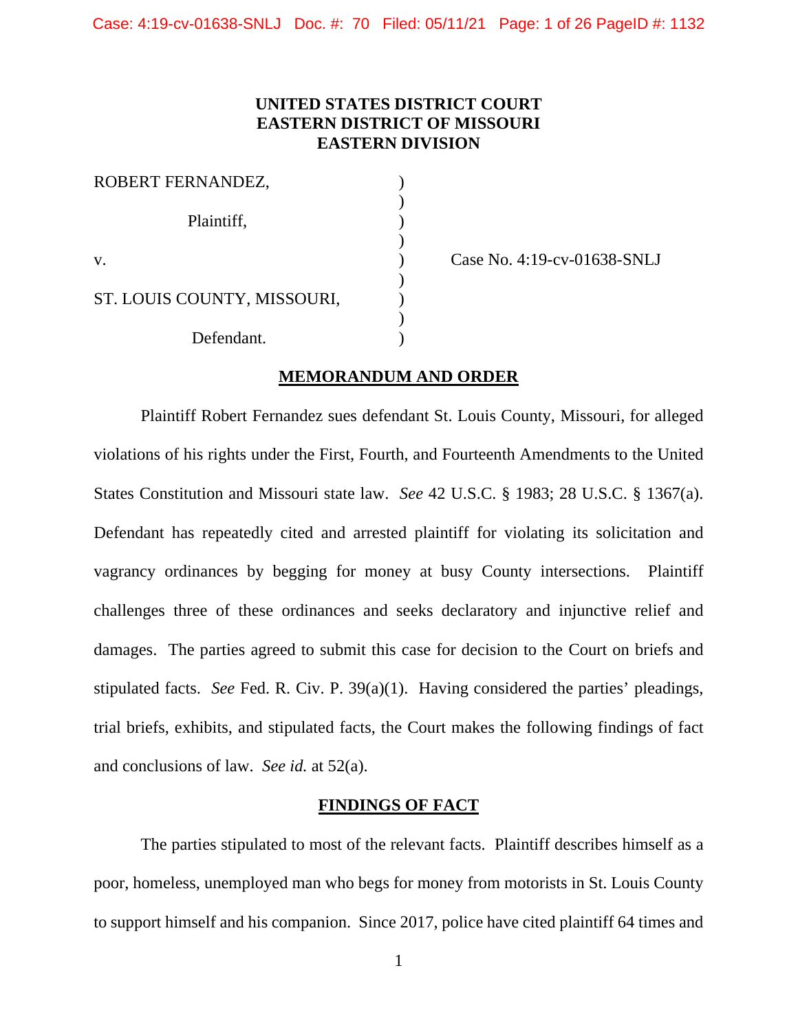**UNITED STATES DISTRICT COURT**
**EASTERN DISTRICT OF MISSOURI**
**EASTERN DIVISION**

| | | |
|---|---|---|
| ROBERT FERNANDEZ, | ) | |
| Plaintiff, | ) | |
| v. | ) | Case No. 4:19-cv-01638-SNLJ |
| ST. LOUIS COUNTY, MISSOURI, | ) | |
| Defendant. | ) | |

## MEMORANDUM AND ORDER

Plaintiff Robert Fernandez sues defendant St. Louis County, Missouri, for alleged violations of his rights under the First, Fourth, and Fourteenth Amendments to the United States Constitution and Missouri state law. *See* 42 U.S.C. § 1983; 28 U.S.C. § 1367(a). Defendant has repeatedly cited and arrested plaintiff for violating its solicitation and vagrancy ordinances by begging for money at busy County intersections. Plaintiff challenges three of these ordinances and seeks declaratory and injunctive relief and damages. The parties agreed to submit this case for decision to the Court on briefs and stipulated facts. *See* Fed. R. Civ. P. 39(a)(1). Having considered the parties' pleadings, trial briefs, exhibits, and stipulated facts, the Court makes the following findings of fact and conclusions of law. *See id.* at 52(a).

## FINDINGS OF FACT

The parties stipulated to most of the relevant facts. Plaintiff describes himself as a poor, homeless, unemployed man who begs for money from motorists in St. Louis County to support himself and his companion. Since 2017, police have cited plaintiff 64 times and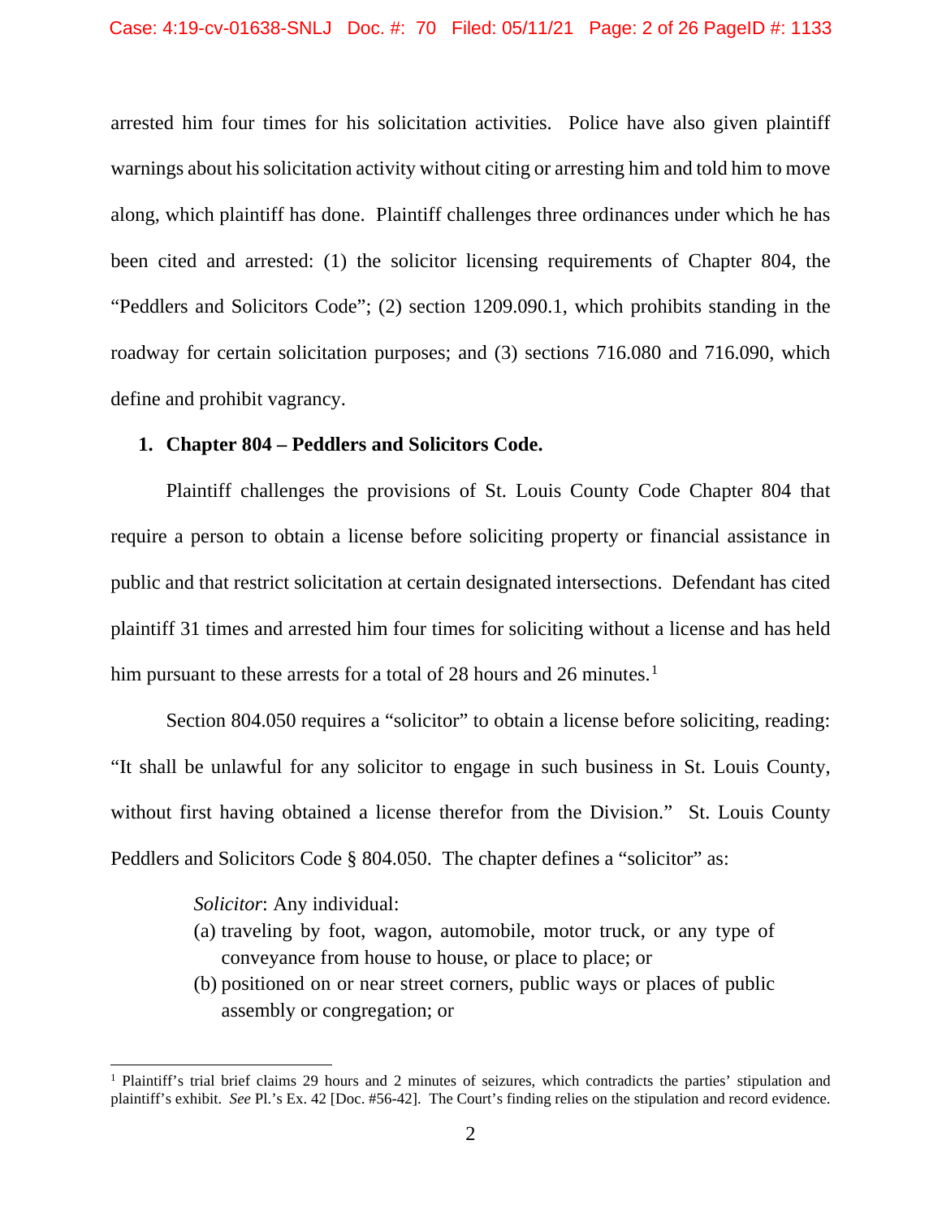arrested him four times for his solicitation activities. Police have also given plaintiff warnings about his solicitation activity without citing or arresting him and told him to move along, which plaintiff has done. Plaintiff challenges three ordinances under which he has been cited and arrested: (1) the solicitor licensing requirements of Chapter 804, the "Peddlers and Solicitors Code"; (2) section 1209.090.1, which prohibits standing in the roadway for certain solicitation purposes; and (3) sections 716.080 and 716.090, which define and prohibit vagrancy.

**1. Chapter 804 – Peddlers and Solicitors Code.**

Plaintiff challenges the provisions of St. Louis County Code Chapter 804 that require a person to obtain a license before soliciting property or financial assistance in public and that restrict solicitation at certain designated intersections. Defendant has cited plaintiff 31 times and arrested him four times for soliciting without a license and has held him pursuant to these arrests for a total of 28 hours and 26 minutes.[1]

Section 804.050 requires a "solicitor" to obtain a license before soliciting, reading: "It shall be unlawful for any solicitor to engage in such business in St. Louis County, without first having obtained a license therefor from the Division." St. Louis County Peddlers and Solicitors Code § 804.050. The chapter defines a "solicitor" as:

> *Solicitor*: Any individual:
> (a) traveling by foot, wagon, automobile, motor truck, or any type of conveyance from house to house, or place to place; or
> (b) positioned on or near street corners, public ways or places of public assembly or congregation; or

---

[1] Plaintiff's trial brief claims 29 hours and 2 minutes of seizures, which contradicts the parties' stipulation and plaintiff's exhibit. *See* Pl.'s Ex. 42 [Doc. #56-42]. The Court's finding relies on the stipulation and record evidence.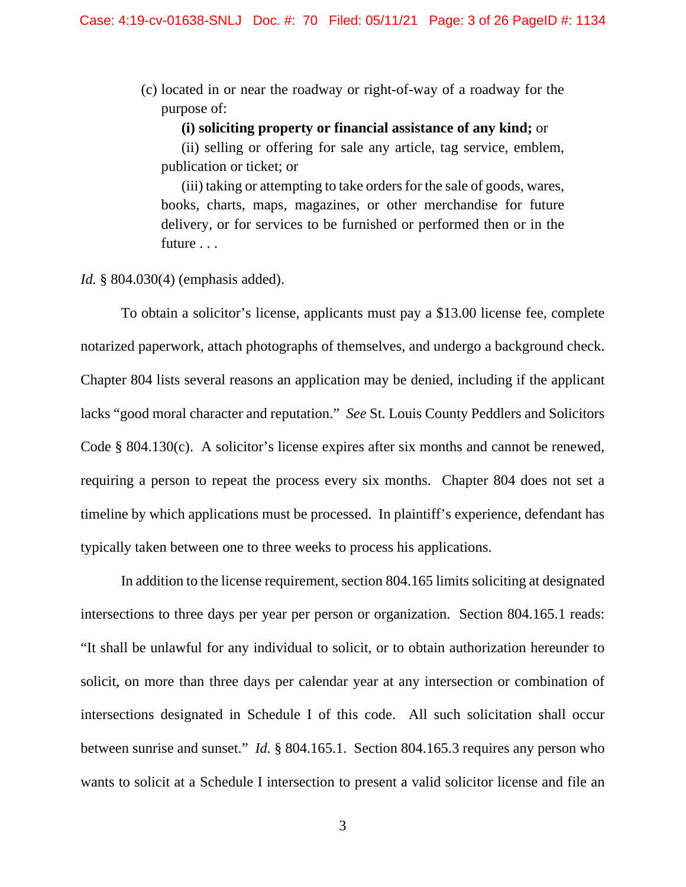(c) located in or near the roadway or right-of-way of a roadway for the purpose of:

**(i) soliciting property or financial assistance of any kind;** or

(ii) selling or offering for sale any article, tag service, emblem, publication or ticket; or

(iii) taking or attempting to take orders for the sale of goods, wares, books, charts, maps, magazines, or other merchandise for future delivery, or for services to be furnished or performed then or in the future . . .

*Id.* § 804.030(4) (emphasis added).

To obtain a solicitor's license, applicants must pay a $13.00 license fee, complete notarized paperwork, attach photographs of themselves, and undergo a background check. Chapter 804 lists several reasons an application may be denied, including if the applicant lacks "good moral character and reputation." *See* St. Louis County Peddlers and Solicitors Code § 804.130(c). A solicitor's license expires after six months and cannot be renewed, requiring a person to repeat the process every six months. Chapter 804 does not set a timeline by which applications must be processed. In plaintiff's experience, defendant has typically taken between one to three weeks to process his applications.

In addition to the license requirement, section 804.165 limits soliciting at designated intersections to three days per year per person or organization. Section 804.165.1 reads: "It shall be unlawful for any individual to solicit, or to obtain authorization hereunder to solicit, on more than three days per calendar year at any intersection or combination of intersections designated in Schedule I of this code. All such solicitation shall occur between sunrise and sunset." *Id.* § 804.165.1. Section 804.165.3 requires any person who wants to solicit at a Schedule I intersection to present a valid solicitor license and file an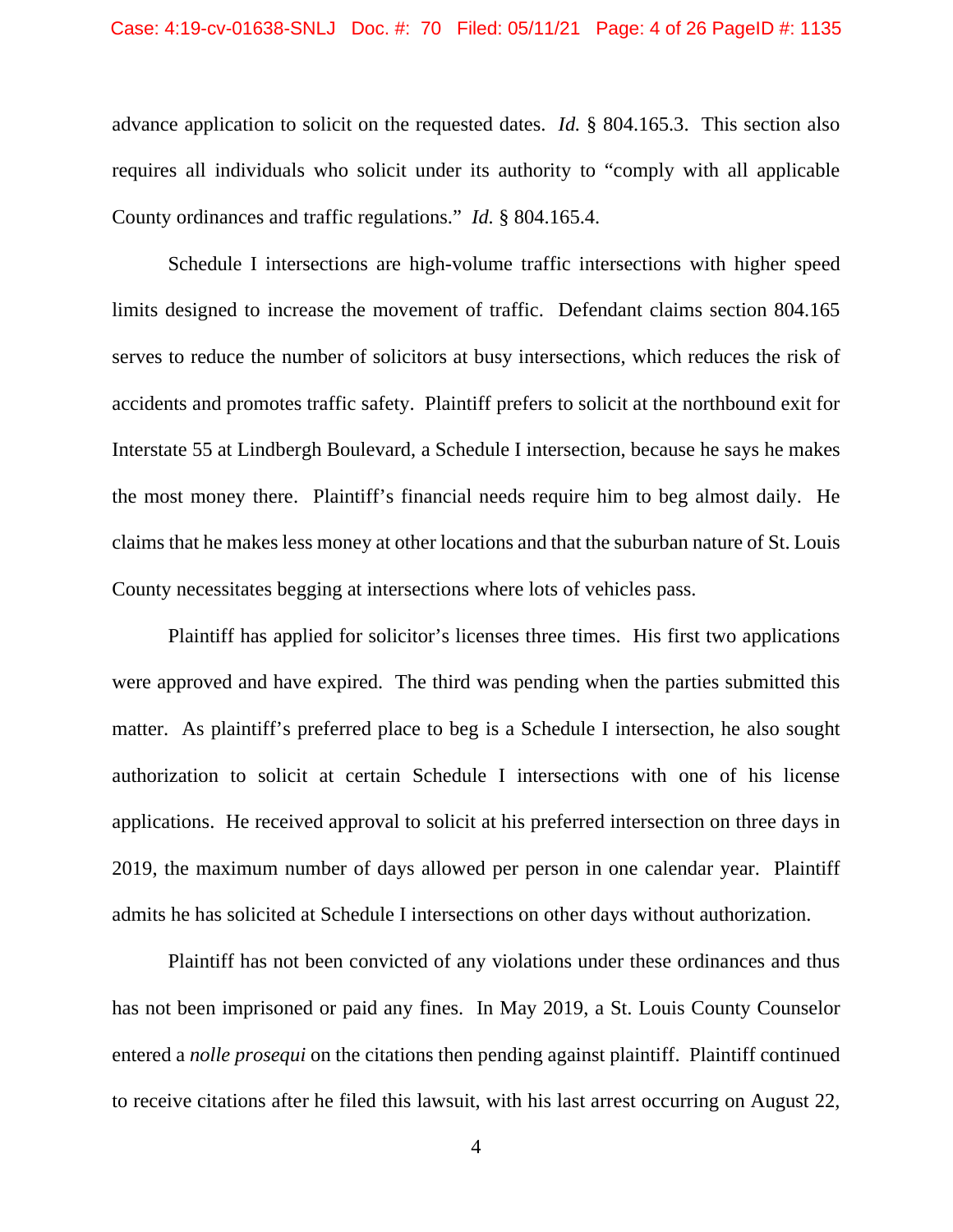advance application to solicit on the requested dates. *Id.* § 804.165.3. This section also requires all individuals who solicit under its authority to "comply with all applicable County ordinances and traffic regulations." *Id.* § 804.165.4.

Schedule I intersections are high-volume traffic intersections with higher speed limits designed to increase the movement of traffic. Defendant claims section 804.165 serves to reduce the number of solicitors at busy intersections, which reduces the risk of accidents and promotes traffic safety. Plaintiff prefers to solicit at the northbound exit for Interstate 55 at Lindbergh Boulevard, a Schedule I intersection, because he says he makes the most money there. Plaintiff's financial needs require him to beg almost daily. He claims that he makes less money at other locations and that the suburban nature of St. Louis County necessitates begging at intersections where lots of vehicles pass.

Plaintiff has applied for solicitor's licenses three times. His first two applications were approved and have expired. The third was pending when the parties submitted this matter. As plaintiff's preferred place to beg is a Schedule I intersection, he also sought authorization to solicit at certain Schedule I intersections with one of his license applications. He received approval to solicit at his preferred intersection on three days in 2019, the maximum number of days allowed per person in one calendar year. Plaintiff admits he has solicited at Schedule I intersections on other days without authorization.

Plaintiff has not been convicted of any violations under these ordinances and thus has not been imprisoned or paid any fines. In May 2019, a St. Louis County Counselor entered a *nolle prosequi* on the citations then pending against plaintiff. Plaintiff continued to receive citations after he filed this lawsuit, with his last arrest occurring on August 22,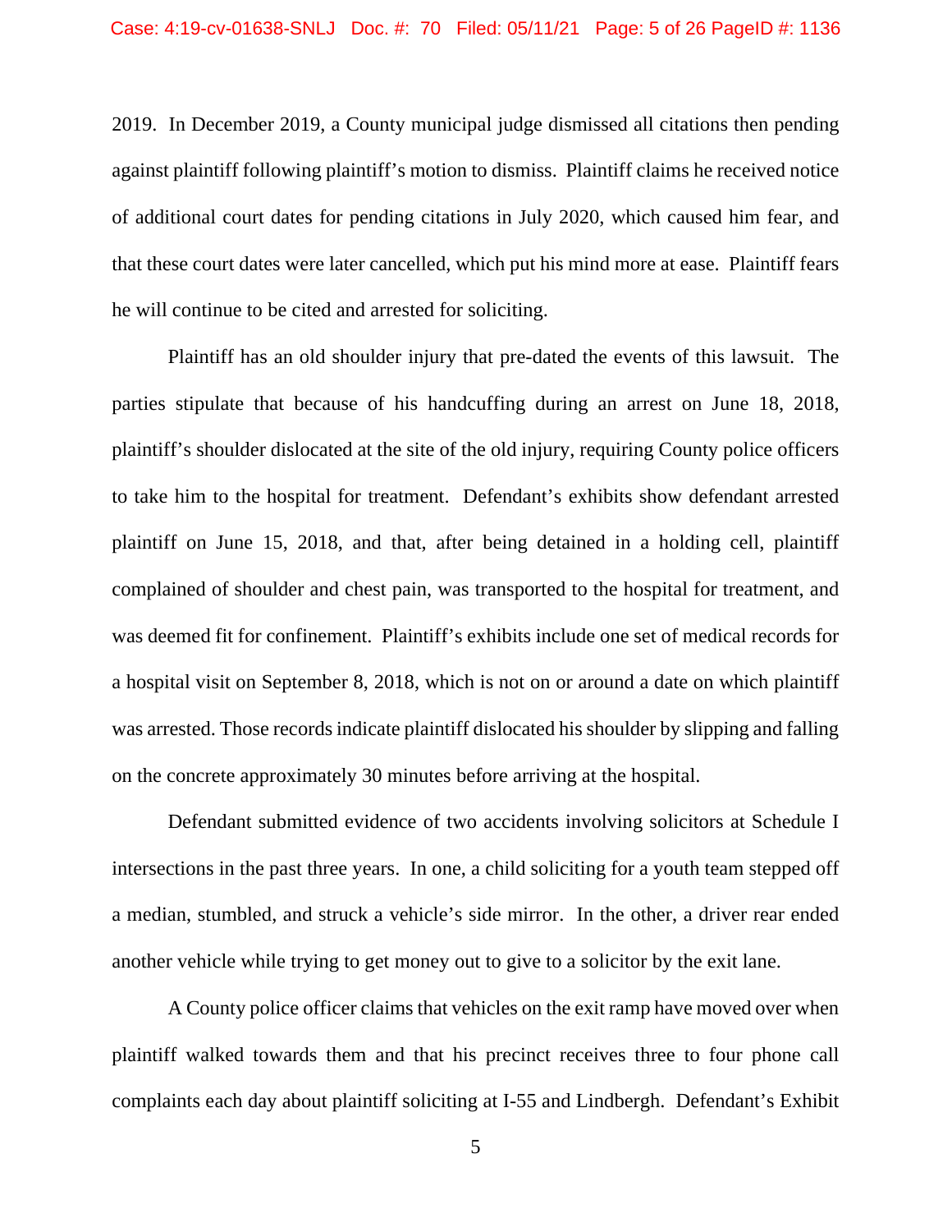2019. In December 2019, a County municipal judge dismissed all citations then pending against plaintiff following plaintiff's motion to dismiss. Plaintiff claims he received notice of additional court dates for pending citations in July 2020, which caused him fear, and that these court dates were later cancelled, which put his mind more at ease. Plaintiff fears he will continue to be cited and arrested for soliciting.

Plaintiff has an old shoulder injury that pre-dated the events of this lawsuit. The parties stipulate that because of his handcuffing during an arrest on June 18, 2018, plaintiff's shoulder dislocated at the site of the old injury, requiring County police officers to take him to the hospital for treatment. Defendant's exhibits show defendant arrested plaintiff on June 15, 2018, and that, after being detained in a holding cell, plaintiff complained of shoulder and chest pain, was transported to the hospital for treatment, and was deemed fit for confinement. Plaintiff's exhibits include one set of medical records for a hospital visit on September 8, 2018, which is not on or around a date on which plaintiff was arrested. Those records indicate plaintiff dislocated his shoulder by slipping and falling on the concrete approximately 30 minutes before arriving at the hospital.

Defendant submitted evidence of two accidents involving solicitors at Schedule I intersections in the past three years. In one, a child soliciting for a youth team stepped off a median, stumbled, and struck a vehicle's side mirror. In the other, a driver rear ended another vehicle while trying to get money out to give to a solicitor by the exit lane.

A County police officer claims that vehicles on the exit ramp have moved over when plaintiff walked towards them and that his precinct receives three to four phone call complaints each day about plaintiff soliciting at I-55 and Lindbergh. Defendant's Exhibit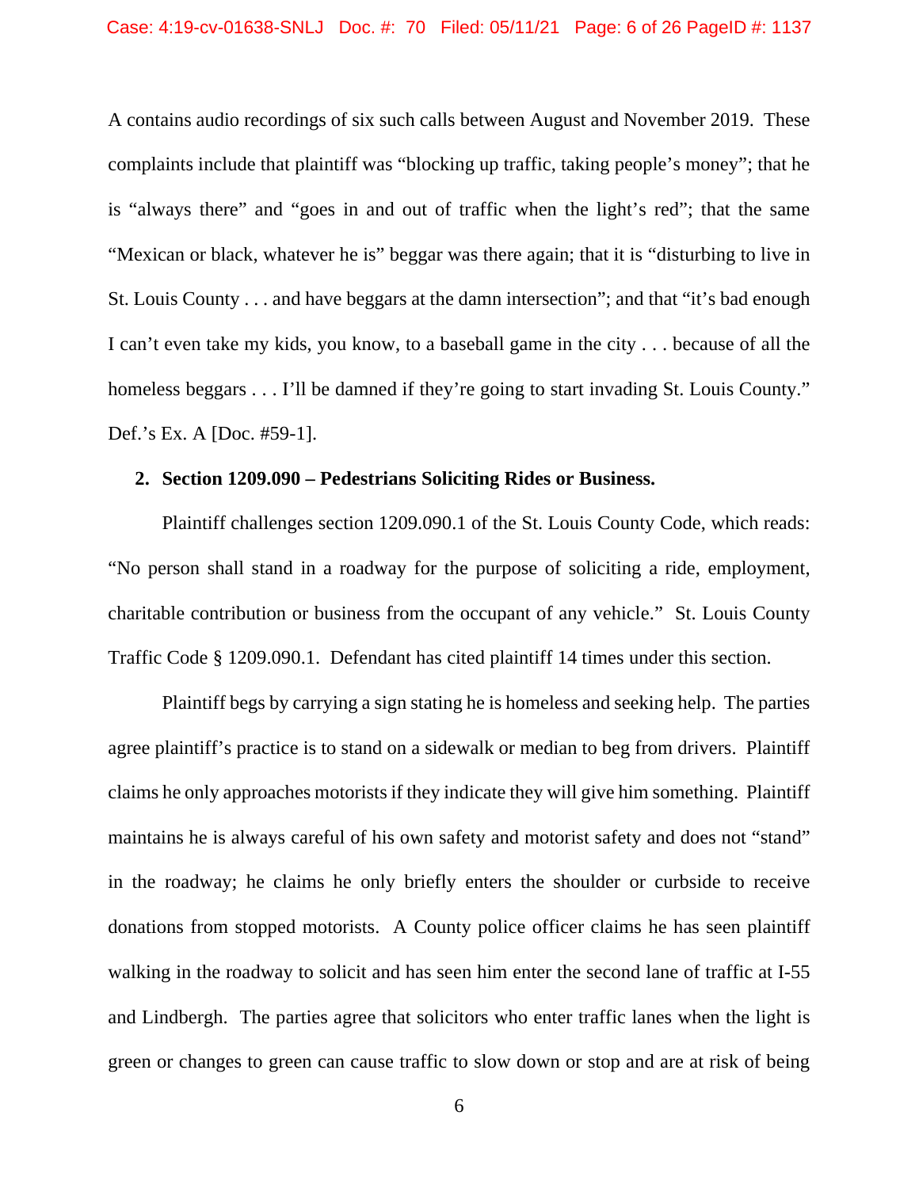A contains audio recordings of six such calls between August and November 2019. These complaints include that plaintiff was "blocking up traffic, taking people's money"; that he is "always there" and "goes in and out of traffic when the light's red"; that the same "Mexican or black, whatever he is" beggar was there again; that it is "disturbing to live in St. Louis County . . . and have beggars at the damn intersection"; and that "it's bad enough I can't even take my kids, you know, to a baseball game in the city . . . because of all the homeless beggars . . . I'll be damned if they're going to start invading St. Louis County." Def.'s Ex. A [Doc. #59-1].

**2. Section 1209.090 – Pedestrians Soliciting Rides or Business.**

Plaintiff challenges section 1209.090.1 of the St. Louis County Code, which reads: "No person shall stand in a roadway for the purpose of soliciting a ride, employment, charitable contribution or business from the occupant of any vehicle." St. Louis County Traffic Code § 1209.090.1. Defendant has cited plaintiff 14 times under this section.

Plaintiff begs by carrying a sign stating he is homeless and seeking help. The parties agree plaintiff's practice is to stand on a sidewalk or median to beg from drivers. Plaintiff claims he only approaches motorists if they indicate they will give him something. Plaintiff maintains he is always careful of his own safety and motorist safety and does not "stand" in the roadway; he claims he only briefly enters the shoulder or curbside to receive donations from stopped motorists. A County police officer claims he has seen plaintiff walking in the roadway to solicit and has seen him enter the second lane of traffic at I-55 and Lindbergh. The parties agree that solicitors who enter traffic lanes when the light is green or changes to green can cause traffic to slow down or stop and are at risk of being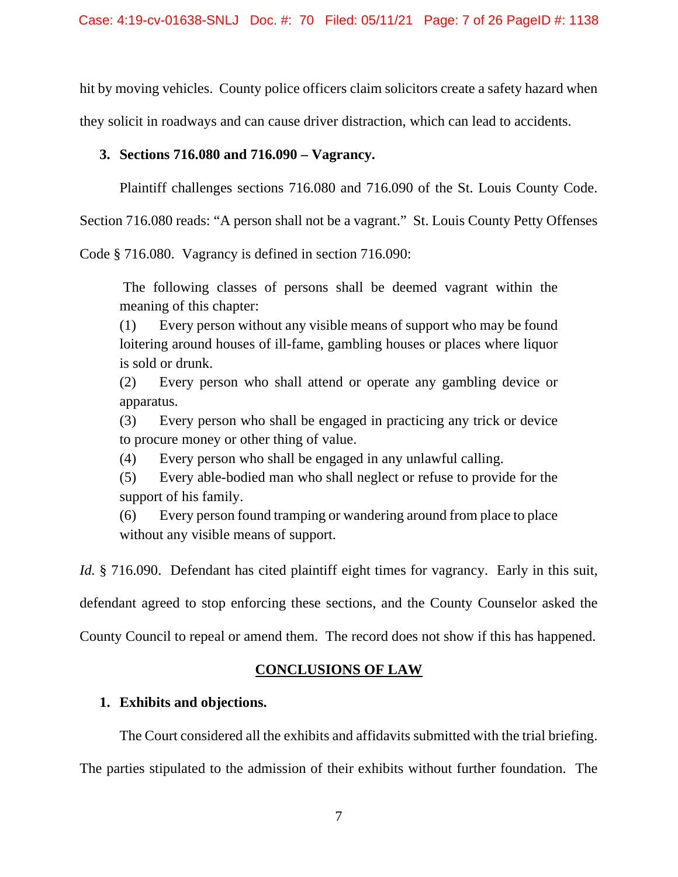hit by moving vehicles. County police officers claim solicitors create a safety hazard when they solicit in roadways and can cause driver distraction, which can lead to accidents.

### 3. Sections 716.080 and 716.090 – Vagrancy.

Plaintiff challenges sections 716.080 and 716.090 of the St. Louis County Code. Section 716.080 reads: "A person shall not be a vagrant." St. Louis County Petty Offenses Code § 716.080. Vagrancy is defined in section 716.090:

> The following classes of persons shall be deemed vagrant within the meaning of this chapter:
>
> (1) Every person without any visible means of support who may be found loitering around houses of ill-fame, gambling houses or places where liquor is sold or drunk.
>
> (2) Every person who shall attend or operate any gambling device or apparatus.
>
> (3) Every person who shall be engaged in practicing any trick or device to procure money or other thing of value.
>
> (4) Every person who shall be engaged in any unlawful calling.
>
> (5) Every able-bodied man who shall neglect or refuse to provide for the support of his family.
>
> (6) Every person found tramping or wandering around from place to place without any visible means of support.

*Id.* § 716.090. Defendant has cited plaintiff eight times for vagrancy. Early in this suit, defendant agreed to stop enforcing these sections, and the County Counselor asked the County Council to repeal or amend them. The record does not show if this has happened.

## CONCLUSIONS OF LAW

### 1. Exhibits and objections.

The Court considered all the exhibits and affidavits submitted with the trial briefing. The parties stipulated to the admission of their exhibits without further foundation. The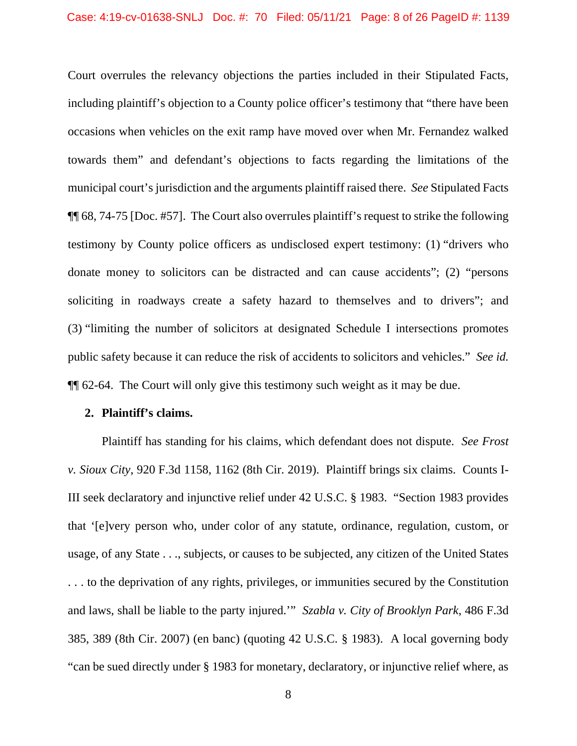Court overrules the relevancy objections the parties included in their Stipulated Facts, including plaintiff's objection to a County police officer's testimony that "there have been occasions when vehicles on the exit ramp have moved over when Mr. Fernandez walked towards them" and defendant's objections to facts regarding the limitations of the municipal court's jurisdiction and the arguments plaintiff raised there. *See* Stipulated Facts ¶¶ 68, 74-75 [Doc. #57]. The Court also overrules plaintiff's request to strike the following testimony by County police officers as undisclosed expert testimony: (1) "drivers who donate money to solicitors can be distracted and can cause accidents"; (2) "persons soliciting in roadways create a safety hazard to themselves and to drivers"; and (3) "limiting the number of solicitors at designated Schedule I intersections promotes public safety because it can reduce the risk of accidents to solicitors and vehicles." *See id.* ¶¶ 62-64. The Court will only give this testimony such weight as it may be due.

**2. Plaintiff's claims.**

Plaintiff has standing for his claims, which defendant does not dispute. *See Frost v. Sioux City*, 920 F.3d 1158, 1162 (8th Cir. 2019). Plaintiff brings six claims. Counts I-III seek declaratory and injunctive relief under 42 U.S.C. § 1983. "Section 1983 provides that '[e]very person who, under color of any statute, ordinance, regulation, custom, or usage, of any State . . ., subjects, or causes to be subjected, any citizen of the United States . . . to the deprivation of any rights, privileges, or immunities secured by the Constitution and laws, shall be liable to the party injured.'" *Szabla v. City of Brooklyn Park*, 486 F.3d 385, 389 (8th Cir. 2007) (en banc) (quoting 42 U.S.C. § 1983). A local governing body "can be sued directly under § 1983 for monetary, declaratory, or injunctive relief where, as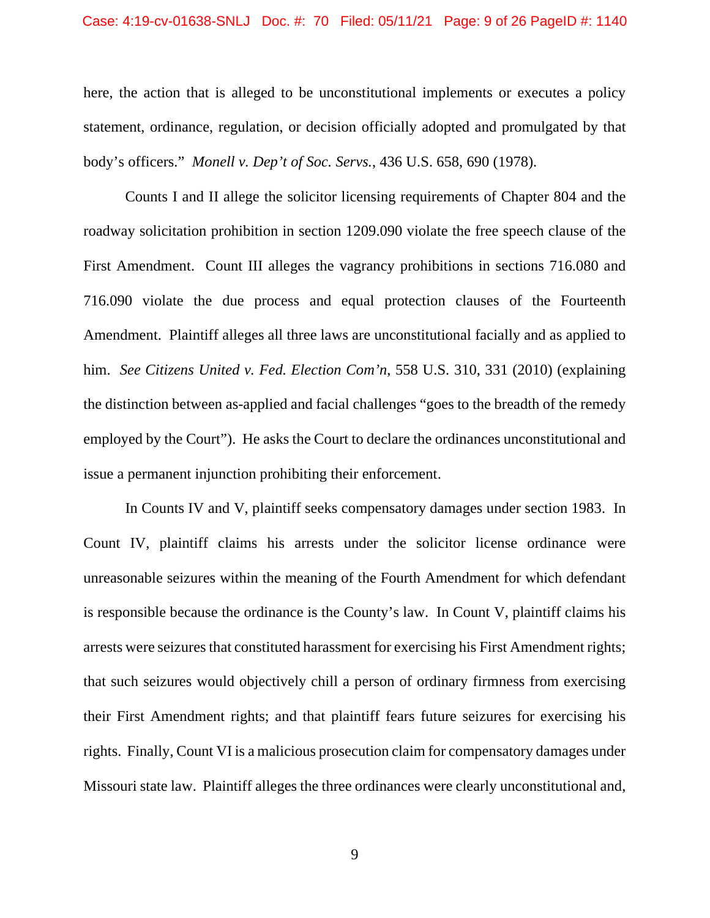here, the action that is alleged to be unconstitutional implements or executes a policy statement, ordinance, regulation, or decision officially adopted and promulgated by that body's officers." *Monell v. Dep't of Soc. Servs.*, 436 U.S. 658, 690 (1978).

Counts I and II allege the solicitor licensing requirements of Chapter 804 and the roadway solicitation prohibition in section 1209.090 violate the free speech clause of the First Amendment. Count III alleges the vagrancy prohibitions in sections 716.080 and 716.090 violate the due process and equal protection clauses of the Fourteenth Amendment. Plaintiff alleges all three laws are unconstitutional facially and as applied to him. *See Citizens United v. Fed. Election Com'n*, 558 U.S. 310, 331 (2010) (explaining the distinction between as-applied and facial challenges "goes to the breadth of the remedy employed by the Court"). He asks the Court to declare the ordinances unconstitutional and issue a permanent injunction prohibiting their enforcement.

In Counts IV and V, plaintiff seeks compensatory damages under section 1983. In Count IV, plaintiff claims his arrests under the solicitor license ordinance were unreasonable seizures within the meaning of the Fourth Amendment for which defendant is responsible because the ordinance is the County's law. In Count V, plaintiff claims his arrests were seizures that constituted harassment for exercising his First Amendment rights; that such seizures would objectively chill a person of ordinary firmness from exercising their First Amendment rights; and that plaintiff fears future seizures for exercising his rights. Finally, Count VI is a malicious prosecution claim for compensatory damages under Missouri state law. Plaintiff alleges the three ordinances were clearly unconstitutional and,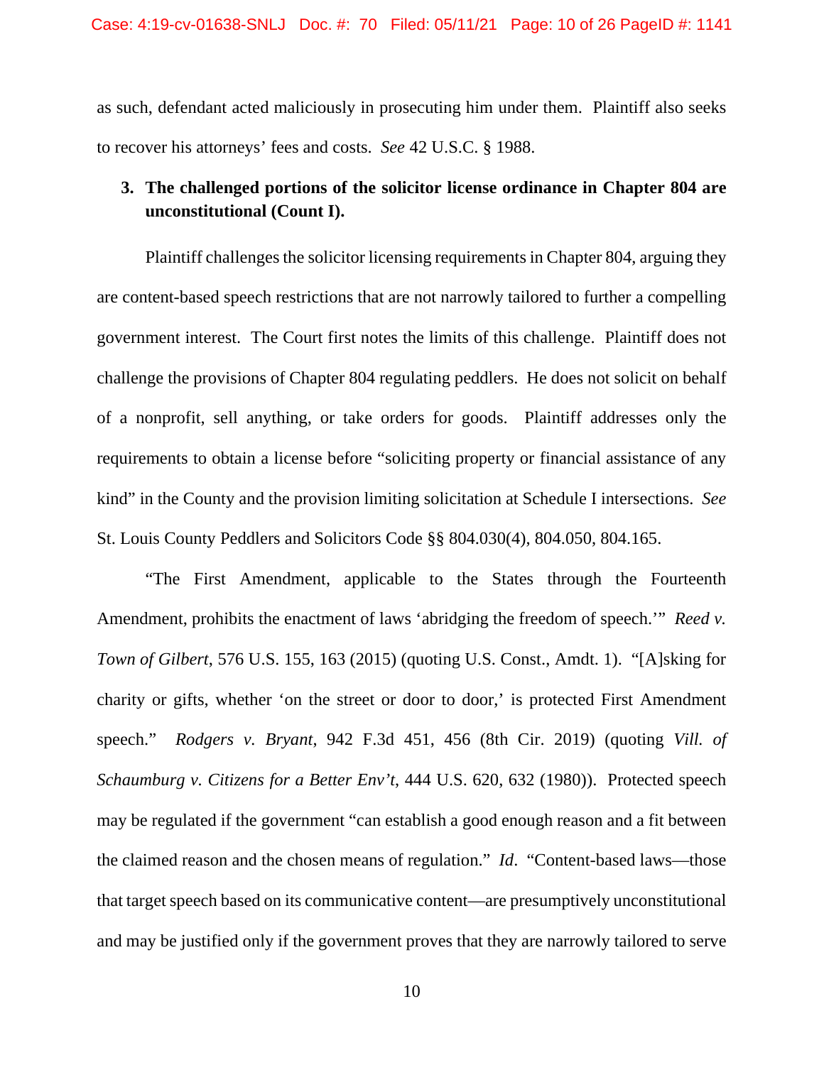as such, defendant acted maliciously in prosecuting him under them. Plaintiff also seeks to recover his attorneys' fees and costs. *See* 42 U.S.C. § 1988.

**3. The challenged portions of the solicitor license ordinance in Chapter 804 are unconstitutional (Count I).**

Plaintiff challenges the solicitor licensing requirements in Chapter 804, arguing they are content-based speech restrictions that are not narrowly tailored to further a compelling government interest. The Court first notes the limits of this challenge. Plaintiff does not challenge the provisions of Chapter 804 regulating peddlers. He does not solicit on behalf of a nonprofit, sell anything, or take orders for goods. Plaintiff addresses only the requirements to obtain a license before "soliciting property or financial assistance of any kind" in the County and the provision limiting solicitation at Schedule I intersections. *See* St. Louis County Peddlers and Solicitors Code §§ 804.030(4), 804.050, 804.165.

"The First Amendment, applicable to the States through the Fourteenth Amendment, prohibits the enactment of laws 'abridging the freedom of speech.'" *Reed v. Town of Gilbert*, 576 U.S. 155, 163 (2015) (quoting U.S. Const., Amdt. 1). "[A]sking for charity or gifts, whether 'on the street or door to door,' is protected First Amendment speech." *Rodgers v. Bryant*, 942 F.3d 451, 456 (8th Cir. 2019) (quoting *Vill. of Schaumburg v. Citizens for a Better Env't*, 444 U.S. 620, 632 (1980)). Protected speech may be regulated if the government "can establish a good enough reason and a fit between the claimed reason and the chosen means of regulation." *Id*. "Content-based laws—those that target speech based on its communicative content—are presumptively unconstitutional and may be justified only if the government proves that they are narrowly tailored to serve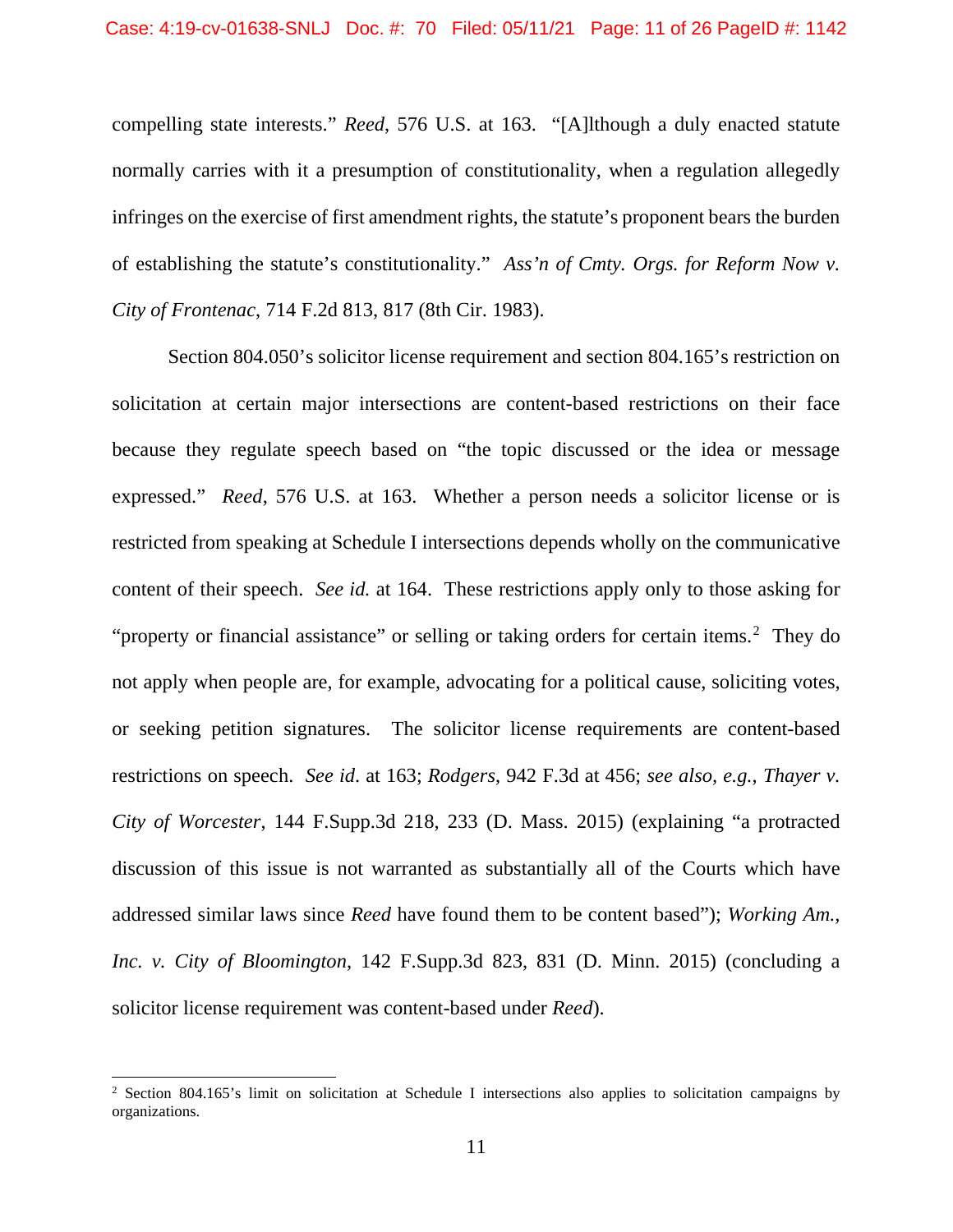compelling state interests." *Reed*, 576 U.S. at 163. "[A]lthough a duly enacted statute normally carries with it a presumption of constitutionality, when a regulation allegedly infringes on the exercise of first amendment rights, the statute's proponent bears the burden of establishing the statute's constitutionality." *Ass'n of Cmty. Orgs. for Reform Now v. City of Frontenac*, 714 F.2d 813, 817 (8th Cir. 1983).

Section 804.050's solicitor license requirement and section 804.165's restriction on solicitation at certain major intersections are content-based restrictions on their face because they regulate speech based on "the topic discussed or the idea or message expressed." *Reed*, 576 U.S. at 163. Whether a person needs a solicitor license or is restricted from speaking at Schedule I intersections depends wholly on the communicative content of their speech. *See id.* at 164. These restrictions apply only to those asking for "property or financial assistance" or selling or taking orders for certain items.[2] They do not apply when people are, for example, advocating for a political cause, soliciting votes, or seeking petition signatures. The solicitor license requirements are content-based restrictions on speech. *See id*. at 163; *Rodgers*, 942 F.3d at 456; *see also, e.g., Thayer v. City of Worcester*, 144 F.Supp.3d 218, 233 (D. Mass. 2015) (explaining "a protracted discussion of this issue is not warranted as substantially all of the Courts which have addressed similar laws since *Reed* have found them to be content based"); *Working Am., Inc. v. City of Bloomington*, 142 F.Supp.3d 823, 831 (D. Minn. 2015) (concluding a solicitor license requirement was content-based under *Reed*).

---

[2] Section 804.165's limit on solicitation at Schedule I intersections also applies to solicitation campaigns by organizations.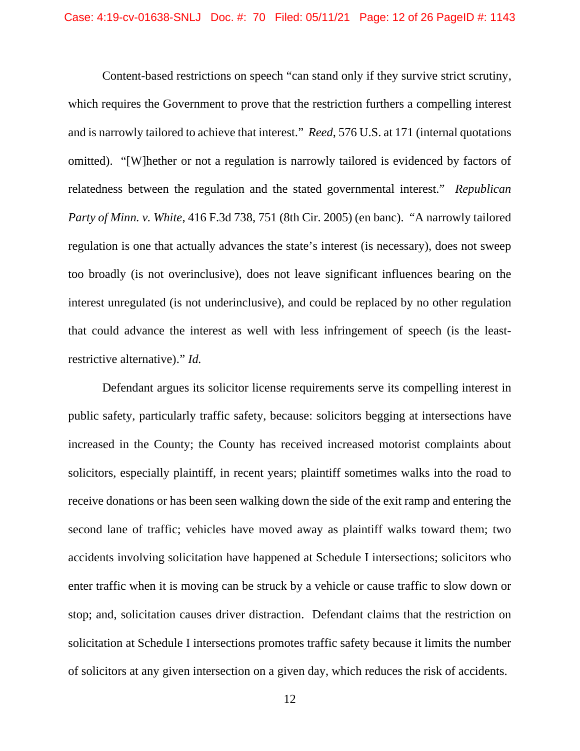Content-based restrictions on speech "can stand only if they survive strict scrutiny, which requires the Government to prove that the restriction furthers a compelling interest and is narrowly tailored to achieve that interest." *Reed*, 576 U.S. at 171 (internal quotations omitted). "[W]hether or not a regulation is narrowly tailored is evidenced by factors of relatedness between the regulation and the stated governmental interest." *Republican Party of Minn. v. White*, 416 F.3d 738, 751 (8th Cir. 2005) (en banc). "A narrowly tailored regulation is one that actually advances the state's interest (is necessary), does not sweep too broadly (is not overinclusive), does not leave significant influences bearing on the interest unregulated (is not underinclusive), and could be replaced by no other regulation that could advance the interest as well with less infringement of speech (is the least-restrictive alternative)." *Id.*

Defendant argues its solicitor license requirements serve its compelling interest in public safety, particularly traffic safety, because: solicitors begging at intersections have increased in the County; the County has received increased motorist complaints about solicitors, especially plaintiff, in recent years; plaintiff sometimes walks into the road to receive donations or has been seen walking down the side of the exit ramp and entering the second lane of traffic; vehicles have moved away as plaintiff walks toward them; two accidents involving solicitation have happened at Schedule I intersections; solicitors who enter traffic when it is moving can be struck by a vehicle or cause traffic to slow down or stop; and, solicitation causes driver distraction. Defendant claims that the restriction on solicitation at Schedule I intersections promotes traffic safety because it limits the number of solicitors at any given intersection on a given day, which reduces the risk of accidents.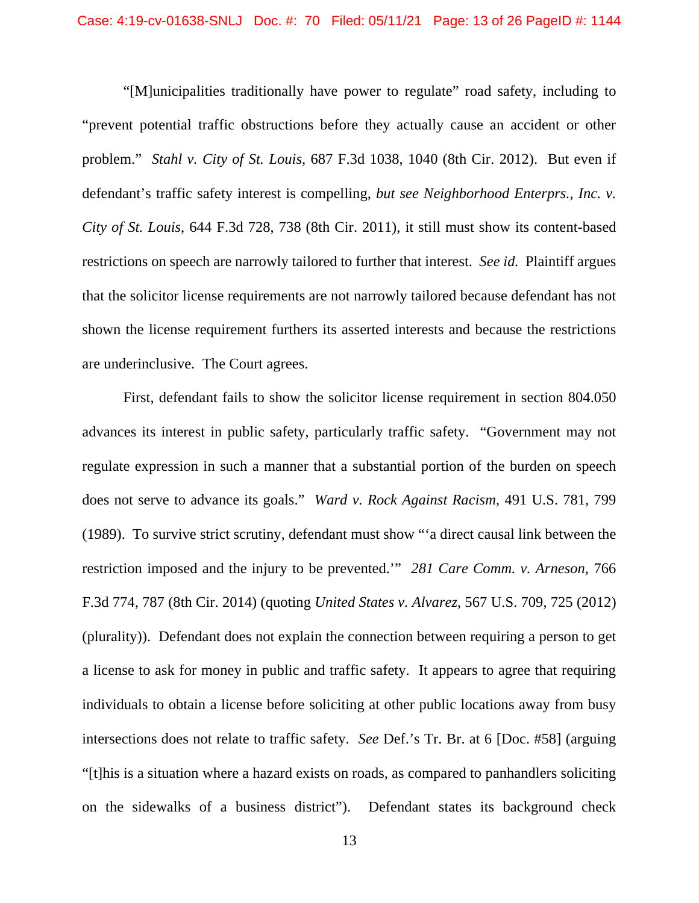"[M]unicipalities traditionally have power to regulate" road safety, including to "prevent potential traffic obstructions before they actually cause an accident or other problem." *Stahl v. City of St. Louis*, 687 F.3d 1038, 1040 (8th Cir. 2012). But even if defendant's traffic safety interest is compelling, *but see Neighborhood Enterprs., Inc. v. City of St. Louis*, 644 F.3d 728, 738 (8th Cir. 2011), it still must show its content-based restrictions on speech are narrowly tailored to further that interest. *See id.* Plaintiff argues that the solicitor license requirements are not narrowly tailored because defendant has not shown the license requirement furthers its asserted interests and because the restrictions are underinclusive. The Court agrees.

First, defendant fails to show the solicitor license requirement in section 804.050 advances its interest in public safety, particularly traffic safety. "Government may not regulate expression in such a manner that a substantial portion of the burden on speech does not serve to advance its goals." *Ward v. Rock Against Racism*, 491 U.S. 781, 799 (1989). To survive strict scrutiny, defendant must show "'a direct causal link between the restriction imposed and the injury to be prevented.'" *281 Care Comm. v. Arneson*, 766 F.3d 774, 787 (8th Cir. 2014) (quoting *United States v. Alvarez*, 567 U.S. 709, 725 (2012) (plurality)). Defendant does not explain the connection between requiring a person to get a license to ask for money in public and traffic safety. It appears to agree that requiring individuals to obtain a license before soliciting at other public locations away from busy intersections does not relate to traffic safety. *See* Def.'s Tr. Br. at 6 [Doc. #58] (arguing "[t]his is a situation where a hazard exists on roads, as compared to panhandlers soliciting on the sidewalks of a business district"). Defendant states its background check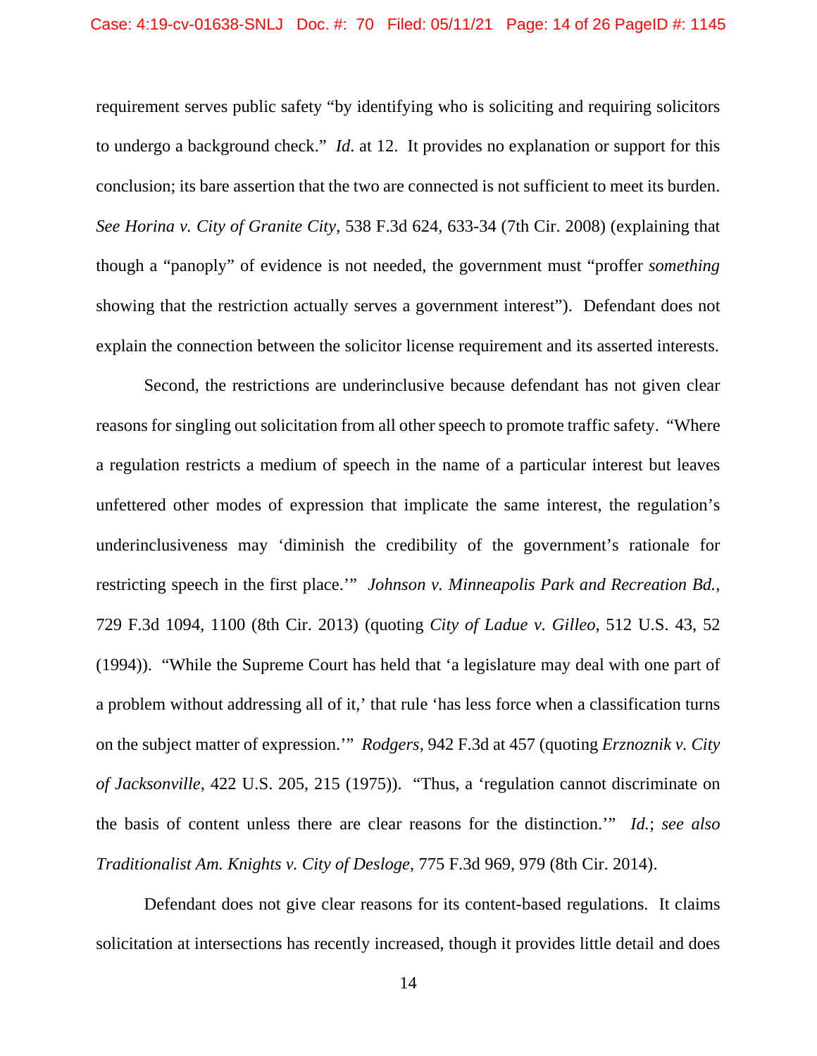requirement serves public safety "by identifying who is soliciting and requiring solicitors to undergo a background check." *Id*. at 12. It provides no explanation or support for this conclusion; its bare assertion that the two are connected is not sufficient to meet its burden. *See Horina v. City of Granite City*, 538 F.3d 624, 633-34 (7th Cir. 2008) (explaining that though a "panoply" of evidence is not needed, the government must "proffer *something* showing that the restriction actually serves a government interest"). Defendant does not explain the connection between the solicitor license requirement and its asserted interests.

Second, the restrictions are underinclusive because defendant has not given clear reasons for singling out solicitation from all other speech to promote traffic safety. "Where a regulation restricts a medium of speech in the name of a particular interest but leaves unfettered other modes of expression that implicate the same interest, the regulation's underinclusiveness may 'diminish the credibility of the government's rationale for restricting speech in the first place.'" *Johnson v. Minneapolis Park and Recreation Bd.*, 729 F.3d 1094, 1100 (8th Cir. 2013) (quoting *City of Ladue v. Gilleo*, 512 U.S. 43, 52 (1994)). "While the Supreme Court has held that 'a legislature may deal with one part of a problem without addressing all of it,' that rule 'has less force when a classification turns on the subject matter of expression.'" *Rodgers*, 942 F.3d at 457 (quoting *Erznoznik v. City of Jacksonville*, 422 U.S. 205, 215 (1975)). "Thus, a 'regulation cannot discriminate on the basis of content unless there are clear reasons for the distinction.'" *Id.*; *see also Traditionalist Am. Knights v. City of Desloge*, 775 F.3d 969, 979 (8th Cir. 2014).

Defendant does not give clear reasons for its content-based regulations. It claims solicitation at intersections has recently increased, though it provides little detail and does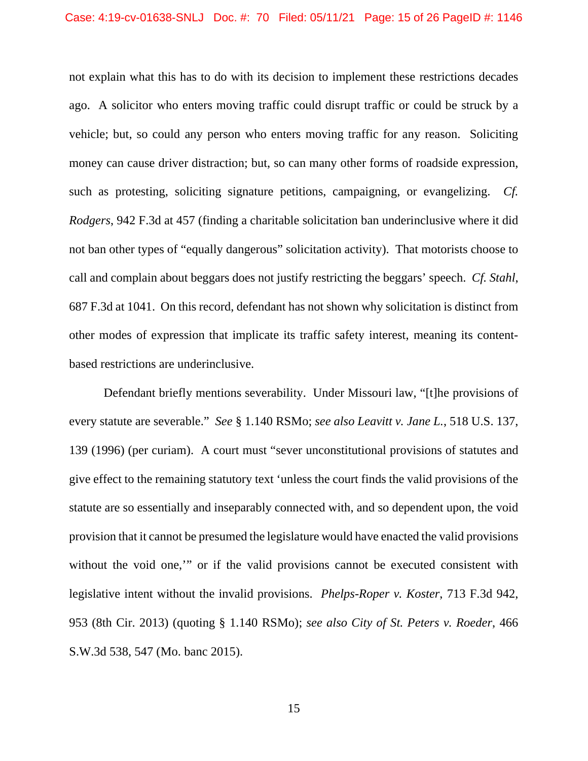not explain what this has to do with its decision to implement these restrictions decades ago. A solicitor who enters moving traffic could disrupt traffic or could be struck by a vehicle; but, so could any person who enters moving traffic for any reason. Soliciting money can cause driver distraction; but, so can many other forms of roadside expression, such as protesting, soliciting signature petitions, campaigning, or evangelizing. *Cf. Rodgers*, 942 F.3d at 457 (finding a charitable solicitation ban underinclusive where it did not ban other types of "equally dangerous" solicitation activity). That motorists choose to call and complain about beggars does not justify restricting the beggars' speech. *Cf. Stahl*, 687 F.3d at 1041. On this record, defendant has not shown why solicitation is distinct from other modes of expression that implicate its traffic safety interest, meaning its content-based restrictions are underinclusive.

Defendant briefly mentions severability. Under Missouri law, "[t]he provisions of every statute are severable." *See* § 1.140 RSMo; *see also Leavitt v. Jane L.*, 518 U.S. 137, 139 (1996) (per curiam). A court must "sever unconstitutional provisions of statutes and give effect to the remaining statutory text 'unless the court finds the valid provisions of the statute are so essentially and inseparably connected with, and so dependent upon, the void provision that it cannot be presumed the legislature would have enacted the valid provisions without the void one,'" or if the valid provisions cannot be executed consistent with legislative intent without the invalid provisions. *Phelps-Roper v. Koster*, 713 F.3d 942, 953 (8th Cir. 2013) (quoting § 1.140 RSMo); *see also City of St. Peters v. Roeder*, 466 S.W.3d 538, 547 (Mo. banc 2015).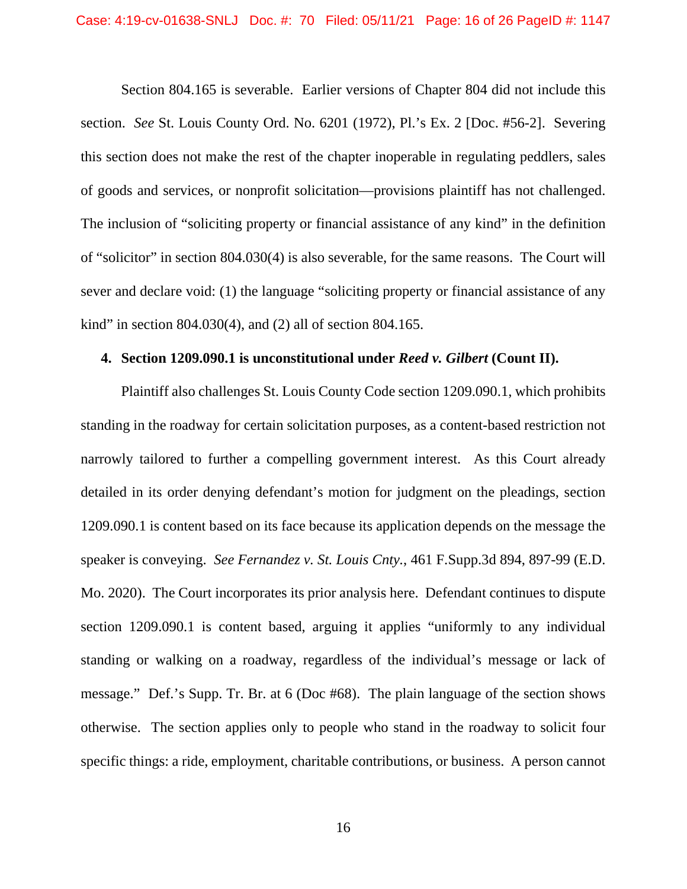Section 804.165 is severable. Earlier versions of Chapter 804 did not include this section. *See* St. Louis County Ord. No. 6201 (1972), Pl.'s Ex. 2 [Doc. #56-2]. Severing this section does not make the rest of the chapter inoperable in regulating peddlers, sales of goods and services, or nonprofit solicitation—provisions plaintiff has not challenged. The inclusion of "soliciting property or financial assistance of any kind" in the definition of "solicitor" in section 804.030(4) is also severable, for the same reasons. The Court will sever and declare void: (1) the language "soliciting property or financial assistance of any kind" in section 804.030(4), and (2) all of section 804.165.

**4. Section 1209.090.1 is unconstitutional under *Reed v. Gilbert* (Count II).**

Plaintiff also challenges St. Louis County Code section 1209.090.1, which prohibits standing in the roadway for certain solicitation purposes, as a content-based restriction not narrowly tailored to further a compelling government interest. As this Court already detailed in its order denying defendant's motion for judgment on the pleadings, section 1209.090.1 is content based on its face because its application depends on the message the speaker is conveying. *See Fernandez v. St. Louis Cnty.*, 461 F.Supp.3d 894, 897-99 (E.D. Mo. 2020). The Court incorporates its prior analysis here. Defendant continues to dispute section 1209.090.1 is content based, arguing it applies "uniformly to any individual standing or walking on a roadway, regardless of the individual's message or lack of message." Def.'s Supp. Tr. Br. at 6 (Doc #68). The plain language of the section shows otherwise. The section applies only to people who stand in the roadway to solicit four specific things: a ride, employment, charitable contributions, or business. A person cannot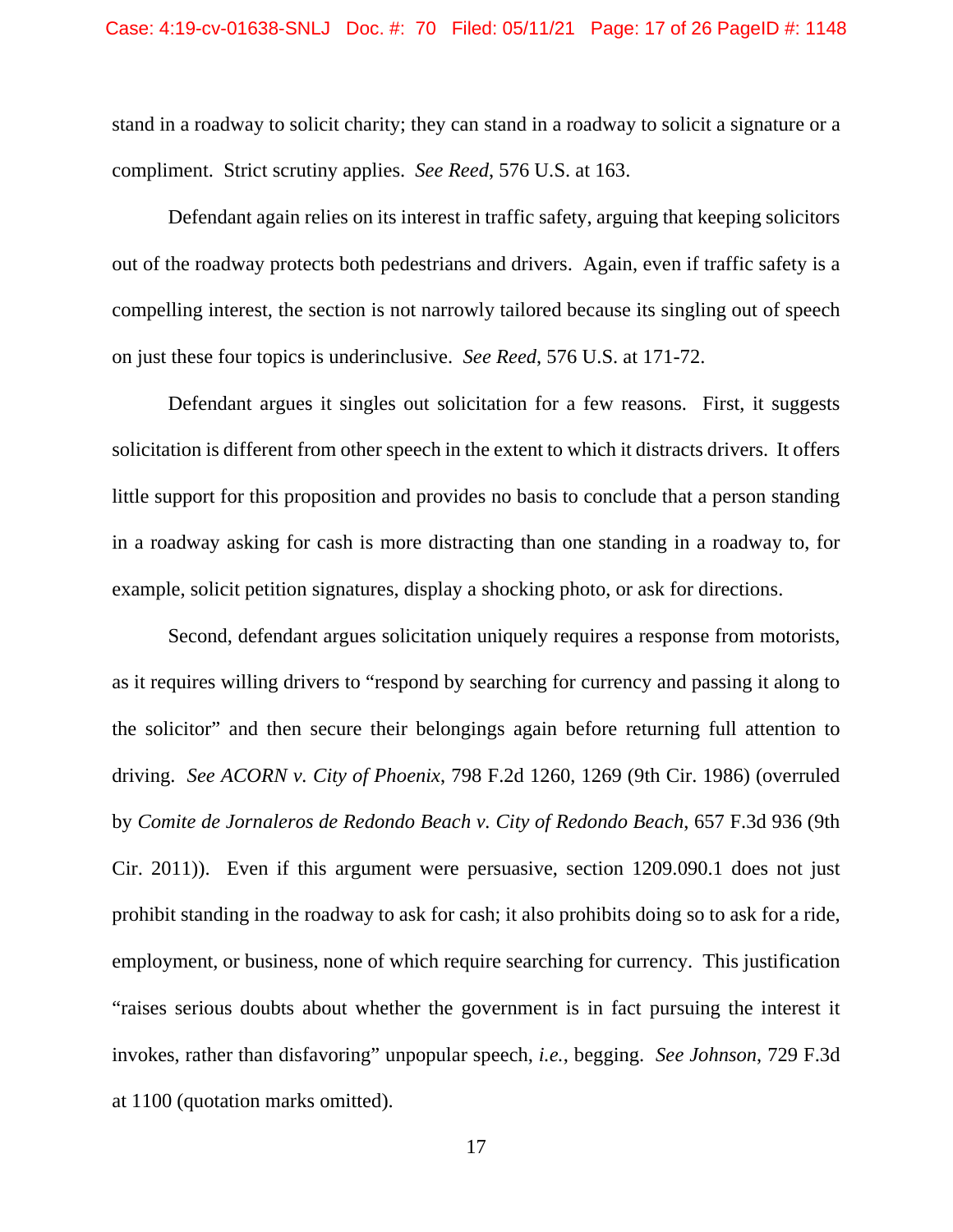stand in a roadway to solicit charity; they can stand in a roadway to solicit a signature or a compliment. Strict scrutiny applies. *See Reed*, 576 U.S. at 163.

Defendant again relies on its interest in traffic safety, arguing that keeping solicitors out of the roadway protects both pedestrians and drivers. Again, even if traffic safety is a compelling interest, the section is not narrowly tailored because its singling out of speech on just these four topics is underinclusive. *See Reed*, 576 U.S. at 171-72.

Defendant argues it singles out solicitation for a few reasons. First, it suggests solicitation is different from other speech in the extent to which it distracts drivers. It offers little support for this proposition and provides no basis to conclude that a person standing in a roadway asking for cash is more distracting than one standing in a roadway to, for example, solicit petition signatures, display a shocking photo, or ask for directions.

Second, defendant argues solicitation uniquely requires a response from motorists, as it requires willing drivers to "respond by searching for currency and passing it along to the solicitor" and then secure their belongings again before returning full attention to driving. *See ACORN v. City of Phoenix*, 798 F.2d 1260, 1269 (9th Cir. 1986) (overruled by *Comite de Jornaleros de Redondo Beach v. City of Redondo Beach*, 657 F.3d 936 (9th Cir. 2011)). Even if this argument were persuasive, section 1209.090.1 does not just prohibit standing in the roadway to ask for cash; it also prohibits doing so to ask for a ride, employment, or business, none of which require searching for currency. This justification "raises serious doubts about whether the government is in fact pursuing the interest it invokes, rather than disfavoring" unpopular speech, *i.e.*, begging. *See Johnson*, 729 F.3d at 1100 (quotation marks omitted).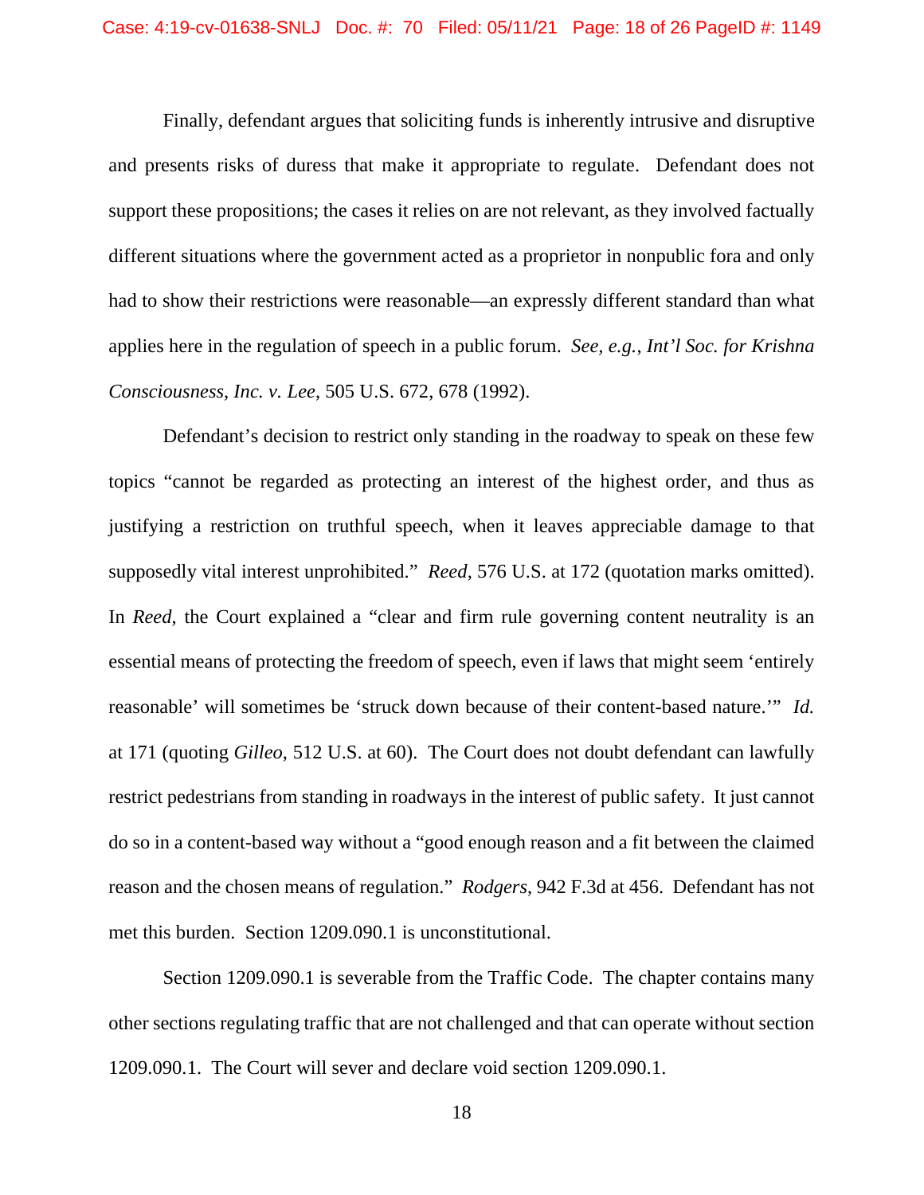Finally, defendant argues that soliciting funds is inherently intrusive and disruptive and presents risks of duress that make it appropriate to regulate. Defendant does not support these propositions; the cases it relies on are not relevant, as they involved factually different situations where the government acted as a proprietor in nonpublic fora and only had to show their restrictions were reasonable—an expressly different standard than what applies here in the regulation of speech in a public forum. *See, e.g.*, *Int'l Soc. for Krishna Consciousness, Inc. v. Lee*, 505 U.S. 672, 678 (1992).

Defendant's decision to restrict only standing in the roadway to speak on these few topics "cannot be regarded as protecting an interest of the highest order, and thus as justifying a restriction on truthful speech, when it leaves appreciable damage to that supposedly vital interest unprohibited." *Reed*, 576 U.S. at 172 (quotation marks omitted). In *Reed*, the Court explained a "clear and firm rule governing content neutrality is an essential means of protecting the freedom of speech, even if laws that might seem 'entirely reasonable' will sometimes be 'struck down because of their content-based nature.'" *Id.* at 171 (quoting *Gilleo*, 512 U.S. at 60). The Court does not doubt defendant can lawfully restrict pedestrians from standing in roadways in the interest of public safety. It just cannot do so in a content-based way without a "good enough reason and a fit between the claimed reason and the chosen means of regulation." *Rodgers*, 942 F.3d at 456. Defendant has not met this burden. Section 1209.090.1 is unconstitutional.

Section 1209.090.1 is severable from the Traffic Code. The chapter contains many other sections regulating traffic that are not challenged and that can operate without section 1209.090.1. The Court will sever and declare void section 1209.090.1.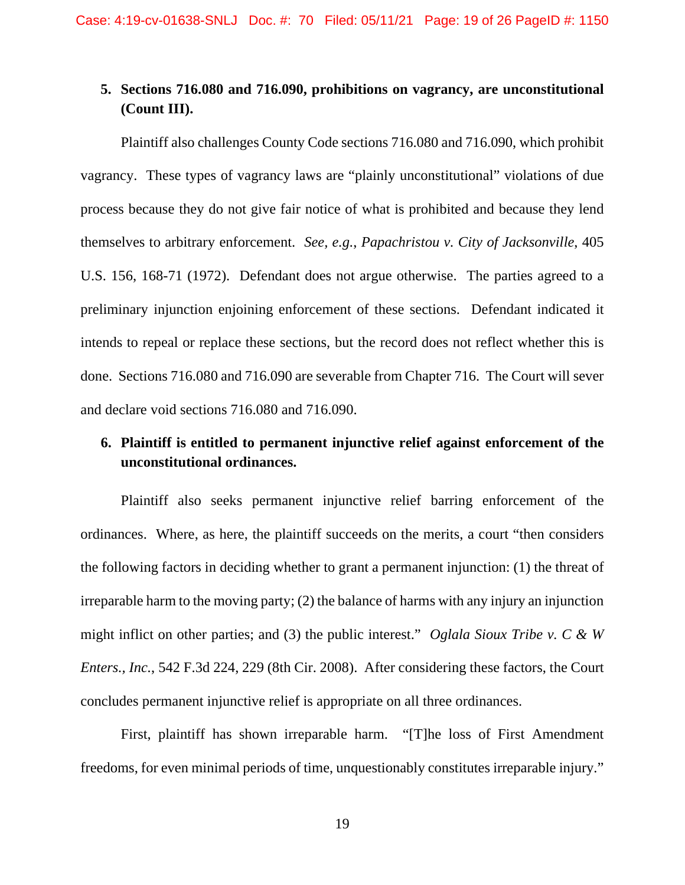**5. Sections 716.080 and 716.090, prohibitions on vagrancy, are unconstitutional (Count III).**

Plaintiff also challenges County Code sections 716.080 and 716.090, which prohibit vagrancy. These types of vagrancy laws are "plainly unconstitutional" violations of due process because they do not give fair notice of what is prohibited and because they lend themselves to arbitrary enforcement. *See, e.g.*, *Papachristou v. City of Jacksonville*, 405 U.S. 156, 168-71 (1972). Defendant does not argue otherwise. The parties agreed to a preliminary injunction enjoining enforcement of these sections. Defendant indicated it intends to repeal or replace these sections, but the record does not reflect whether this is done. Sections 716.080 and 716.090 are severable from Chapter 716. The Court will sever and declare void sections 716.080 and 716.090.

**6. Plaintiff is entitled to permanent injunctive relief against enforcement of the unconstitutional ordinances.**

Plaintiff also seeks permanent injunctive relief barring enforcement of the ordinances. Where, as here, the plaintiff succeeds on the merits, a court "then considers the following factors in deciding whether to grant a permanent injunction: (1) the threat of irreparable harm to the moving party; (2) the balance of harms with any injury an injunction might inflict on other parties; and (3) the public interest." *Oglala Sioux Tribe v. C & W Enters., Inc.*, 542 F.3d 224, 229 (8th Cir. 2008). After considering these factors, the Court concludes permanent injunctive relief is appropriate on all three ordinances.

First, plaintiff has shown irreparable harm. "[T]he loss of First Amendment freedoms, for even minimal periods of time, unquestionably constitutes irreparable injury."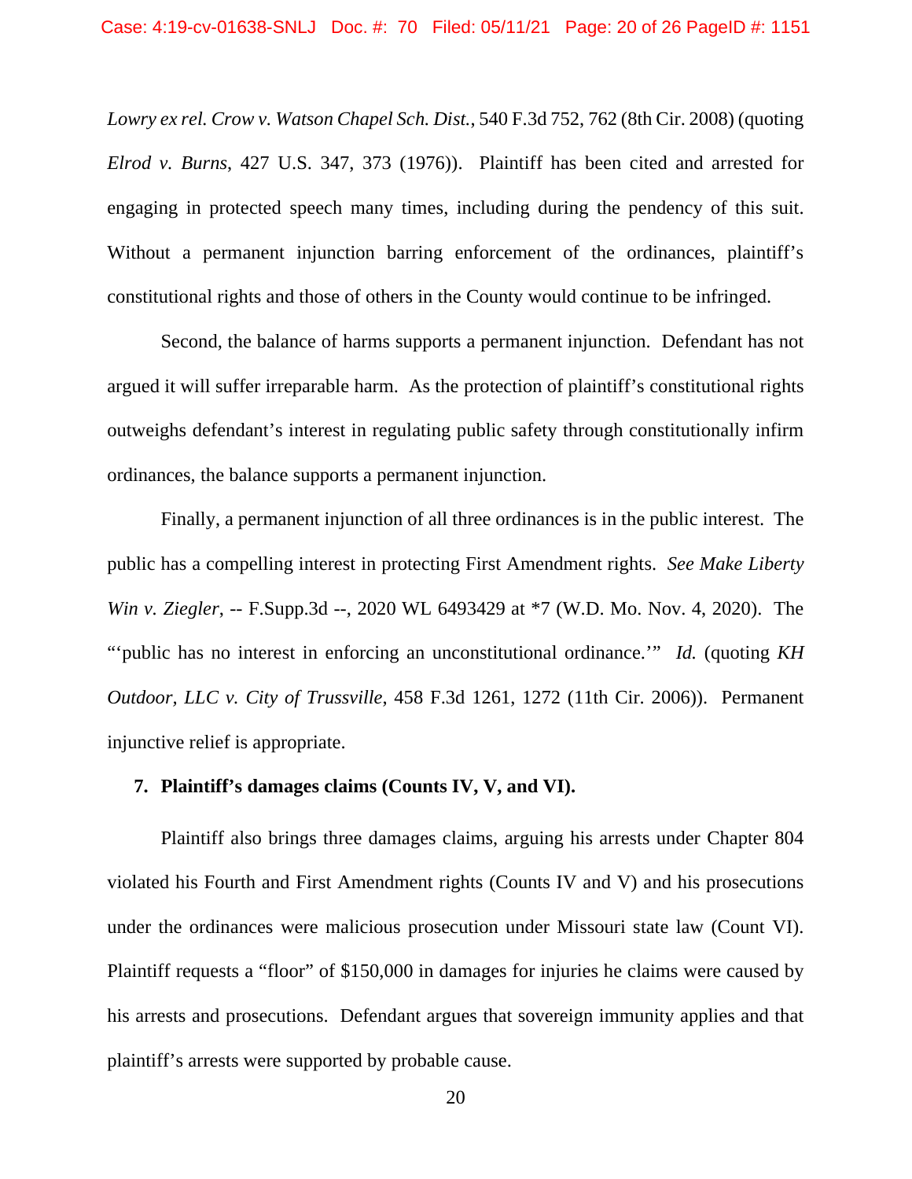*Lowry ex rel. Crow v. Watson Chapel Sch. Dist.*, 540 F.3d 752, 762 (8th Cir. 2008) (quoting *Elrod v. Burns*, 427 U.S. 347, 373 (1976)). Plaintiff has been cited and arrested for engaging in protected speech many times, including during the pendency of this suit. Without a permanent injunction barring enforcement of the ordinances, plaintiff's constitutional rights and those of others in the County would continue to be infringed.

Second, the balance of harms supports a permanent injunction. Defendant has not argued it will suffer irreparable harm. As the protection of plaintiff's constitutional rights outweighs defendant's interest in regulating public safety through constitutionally infirm ordinances, the balance supports a permanent injunction.

Finally, a permanent injunction of all three ordinances is in the public interest. The public has a compelling interest in protecting First Amendment rights. *See Make Liberty Win v. Ziegler*, -- F.Supp.3d --, 2020 WL 6493429 at *7 (W.D. Mo. Nov. 4, 2020). The "'public has no interest in enforcing an unconstitutional ordinance.'" *Id.* (quoting *KH Outdoor, LLC v. City of Trussville*, 458 F.3d 1261, 1272 (11th Cir. 2006)). Permanent injunctive relief is appropriate.

**7. Plaintiff's damages claims (Counts IV, V, and VI).**

Plaintiff also brings three damages claims, arguing his arrests under Chapter 804 violated his Fourth and First Amendment rights (Counts IV and V) and his prosecutions under the ordinances were malicious prosecution under Missouri state law (Count VI). Plaintiff requests a "floor" of $150,000 in damages for injuries he claims were caused by his arrests and prosecutions. Defendant argues that sovereign immunity applies and that plaintiff's arrests were supported by probable cause.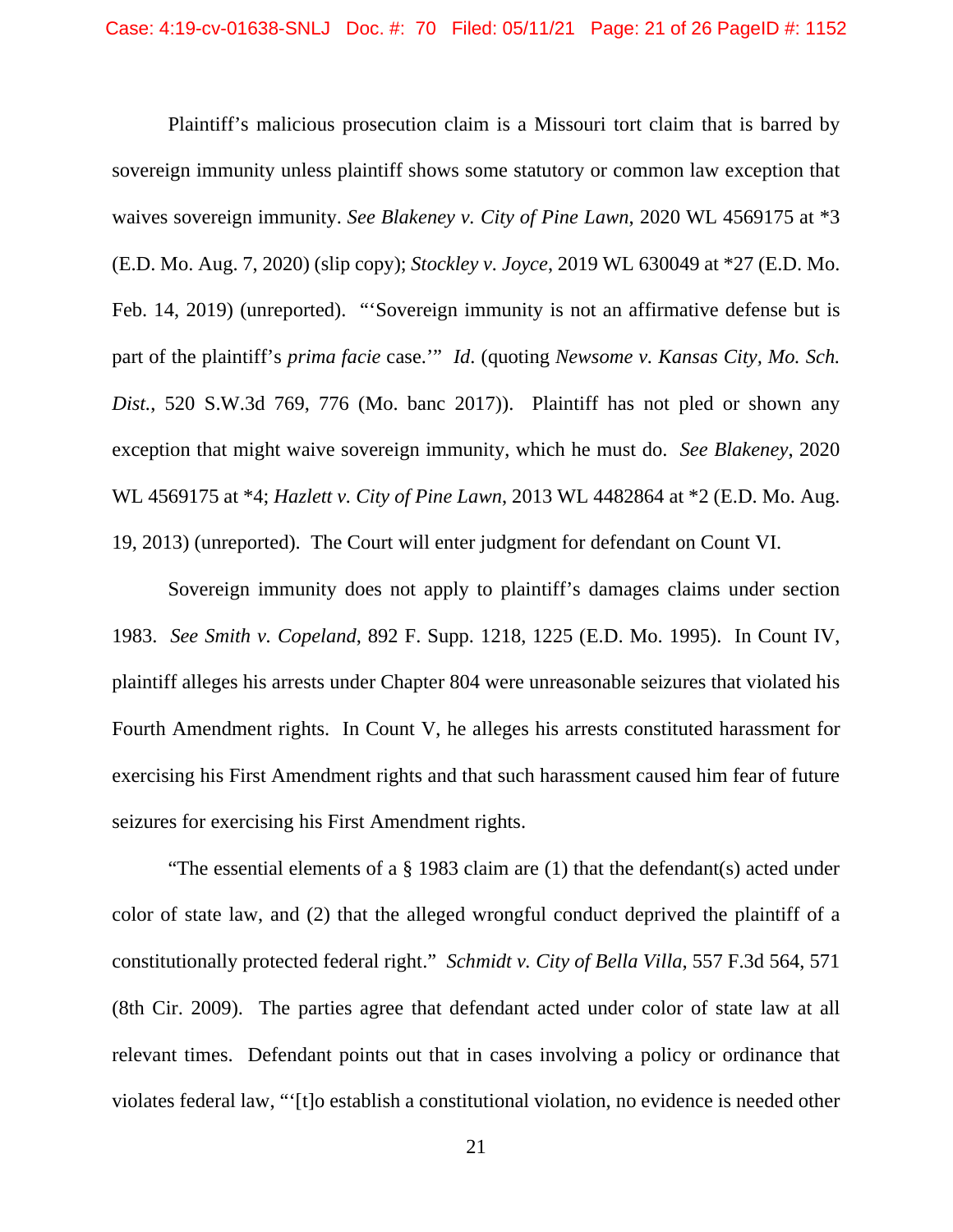Plaintiff's malicious prosecution claim is a Missouri tort claim that is barred by sovereign immunity unless plaintiff shows some statutory or common law exception that waives sovereign immunity. *See Blakeney v. City of Pine Lawn*, 2020 WL 4569175 at *3 (E.D. Mo. Aug. 7, 2020) (slip copy); *Stockley v. Joyce*, 2019 WL 630049 at *27 (E.D. Mo. Feb. 14, 2019) (unreported). "'Sovereign immunity is not an affirmative defense but is part of the plaintiff's *prima facie* case.'" *Id*. (quoting *Newsome v. Kansas City, Mo. Sch. Dist.*, 520 S.W.3d 769, 776 (Mo. banc 2017)). Plaintiff has not pled or shown any exception that might waive sovereign immunity, which he must do. *See Blakeney*, 2020 WL 4569175 at *4; *Hazlett v. City of Pine Lawn*, 2013 WL 4482864 at *2 (E.D. Mo. Aug. 19, 2013) (unreported). The Court will enter judgment for defendant on Count VI.

Sovereign immunity does not apply to plaintiff's damages claims under section 1983. *See Smith v. Copeland*, 892 F. Supp. 1218, 1225 (E.D. Mo. 1995). In Count IV, plaintiff alleges his arrests under Chapter 804 were unreasonable seizures that violated his Fourth Amendment rights. In Count V, he alleges his arrests constituted harassment for exercising his First Amendment rights and that such harassment caused him fear of future seizures for exercising his First Amendment rights.

"The essential elements of a § 1983 claim are (1) that the defendant(s) acted under color of state law, and (2) that the alleged wrongful conduct deprived the plaintiff of a constitutionally protected federal right." *Schmidt v. City of Bella Villa*, 557 F.3d 564, 571 (8th Cir. 2009). The parties agree that defendant acted under color of state law at all relevant times. Defendant points out that in cases involving a policy or ordinance that violates federal law, "'[t]o establish a constitutional violation, no evidence is needed other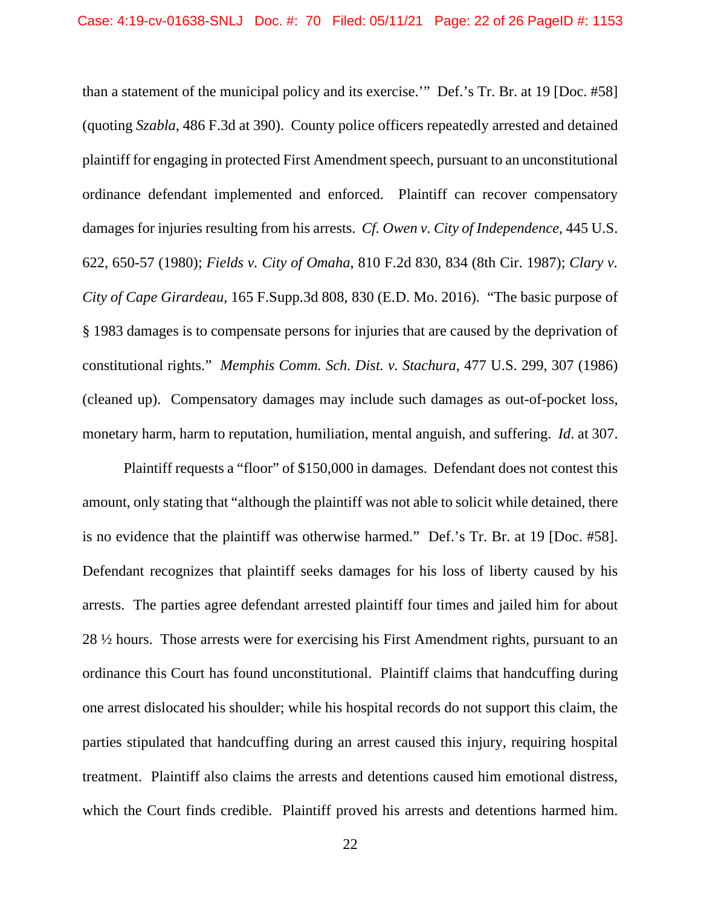than a statement of the municipal policy and its exercise.'" Def.'s Tr. Br. at 19 [Doc. #58] (quoting *Szabla*, 486 F.3d at 390). County police officers repeatedly arrested and detained plaintiff for engaging in protected First Amendment speech, pursuant to an unconstitutional ordinance defendant implemented and enforced. Plaintiff can recover compensatory damages for injuries resulting from his arrests. *Cf. Owen v. City of Independence*, 445 U.S. 622, 650-57 (1980); *Fields v. City of Omaha*, 810 F.2d 830, 834 (8th Cir. 1987); *Clary v. City of Cape Girardeau*, 165 F.Supp.3d 808, 830 (E.D. Mo. 2016). "The basic purpose of § 1983 damages is to compensate persons for injuries that are caused by the deprivation of constitutional rights." *Memphis Comm. Sch. Dist. v. Stachura*, 477 U.S. 299, 307 (1986) (cleaned up). Compensatory damages may include such damages as out-of-pocket loss, monetary harm, harm to reputation, humiliation, mental anguish, and suffering. *Id*. at 307.

Plaintiff requests a "floor" of $150,000 in damages. Defendant does not contest this amount, only stating that "although the plaintiff was not able to solicit while detained, there is no evidence that the plaintiff was otherwise harmed." Def.'s Tr. Br. at 19 [Doc. #58]. Defendant recognizes that plaintiff seeks damages for his loss of liberty caused by his arrests. The parties agree defendant arrested plaintiff four times and jailed him for about 28 ½ hours. Those arrests were for exercising his First Amendment rights, pursuant to an ordinance this Court has found unconstitutional. Plaintiff claims that handcuffing during one arrest dislocated his shoulder; while his hospital records do not support this claim, the parties stipulated that handcuffing during an arrest caused this injury, requiring hospital treatment. Plaintiff also claims the arrests and detentions caused him emotional distress, which the Court finds credible. Plaintiff proved his arrests and detentions harmed him.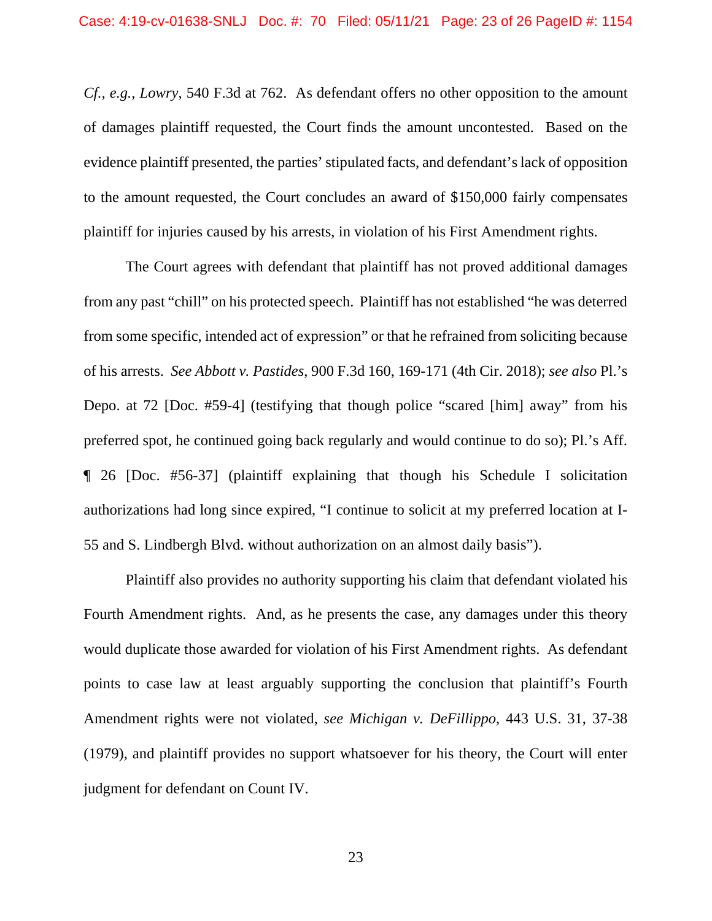*Cf., e.g.*, *Lowry*, 540 F.3d at 762. As defendant offers no other opposition to the amount of damages plaintiff requested, the Court finds the amount uncontested. Based on the evidence plaintiff presented, the parties' stipulated facts, and defendant's lack of opposition to the amount requested, the Court concludes an award of $150,000 fairly compensates plaintiff for injuries caused by his arrests, in violation of his First Amendment rights.

The Court agrees with defendant that plaintiff has not proved additional damages from any past "chill" on his protected speech. Plaintiff has not established "he was deterred from some specific, intended act of expression" or that he refrained from soliciting because of his arrests. *See Abbott v. Pastides*, 900 F.3d 160, 169-171 (4th Cir. 2018); *see also* Pl.'s Depo. at 72 [Doc. #59-4] (testifying that though police "scared [him] away" from his preferred spot, he continued going back regularly and would continue to do so); Pl.'s Aff. ¶ 26 [Doc. #56-37] (plaintiff explaining that though his Schedule I solicitation authorizations had long since expired, "I continue to solicit at my preferred location at I-55 and S. Lindbergh Blvd. without authorization on an almost daily basis").

Plaintiff also provides no authority supporting his claim that defendant violated his Fourth Amendment rights. And, as he presents the case, any damages under this theory would duplicate those awarded for violation of his First Amendment rights. As defendant points to case law at least arguably supporting the conclusion that plaintiff's Fourth Amendment rights were not violated, *see Michigan v. DeFillippo*, 443 U.S. 31, 37-38 (1979), and plaintiff provides no support whatsoever for his theory, the Court will enter judgment for defendant on Count IV.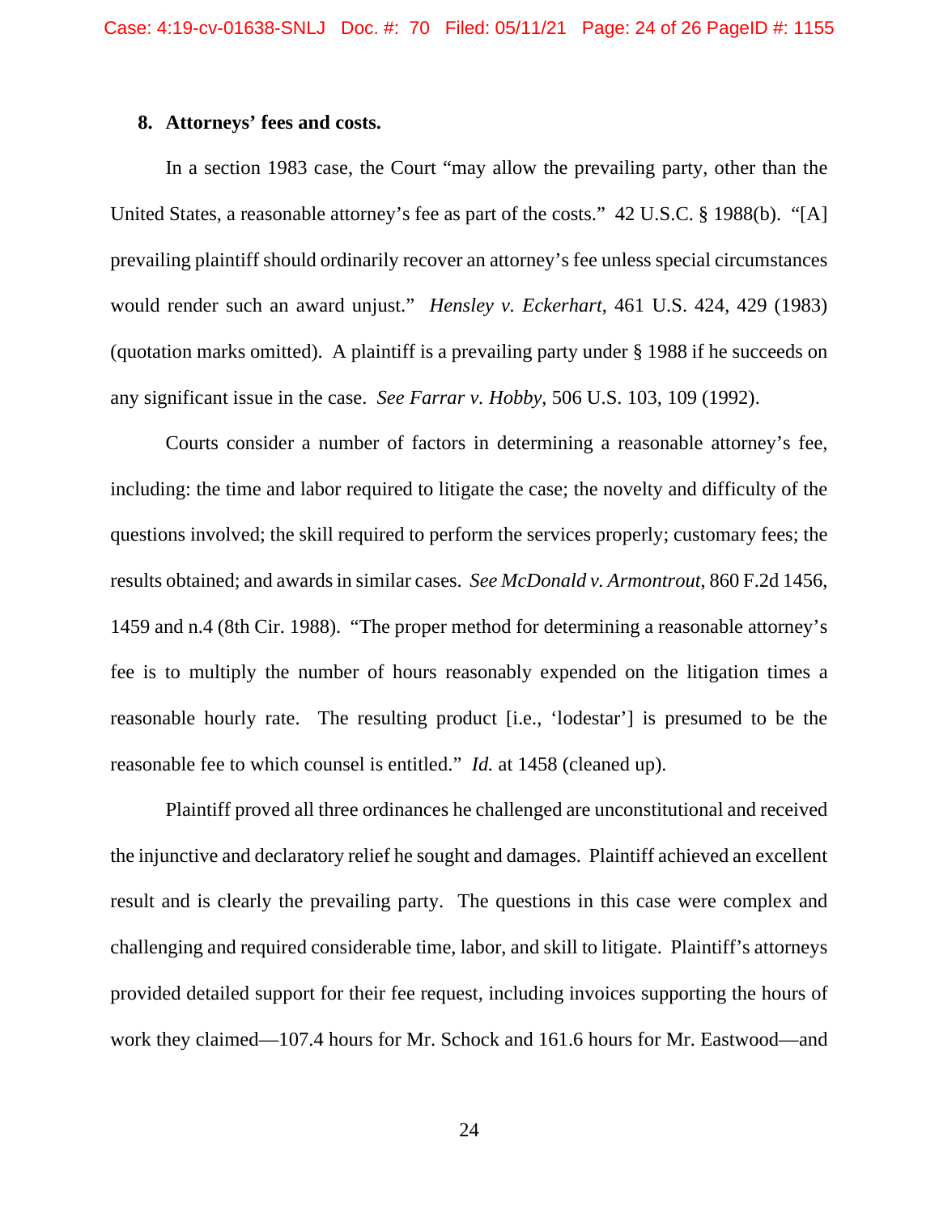**8. Attorneys' fees and costs.**

In a section 1983 case, the Court "may allow the prevailing party, other than the United States, a reasonable attorney's fee as part of the costs." 42 U.S.C. § 1988(b). "[A] prevailing plaintiff should ordinarily recover an attorney's fee unless special circumstances would render such an award unjust." *Hensley v. Eckerhart*, 461 U.S. 424, 429 (1983) (quotation marks omitted). A plaintiff is a prevailing party under § 1988 if he succeeds on any significant issue in the case. *See Farrar v. Hobby*, 506 U.S. 103, 109 (1992).

Courts consider a number of factors in determining a reasonable attorney's fee, including: the time and labor required to litigate the case; the novelty and difficulty of the questions involved; the skill required to perform the services properly; customary fees; the results obtained; and awards in similar cases. *See McDonald v. Armontrout*, 860 F.2d 1456, 1459 and n.4 (8th Cir. 1988). "The proper method for determining a reasonable attorney's fee is to multiply the number of hours reasonably expended on the litigation times a reasonable hourly rate. The resulting product [i.e., 'lodestar'] is presumed to be the reasonable fee to which counsel is entitled." *Id.* at 1458 (cleaned up).

Plaintiff proved all three ordinances he challenged are unconstitutional and received the injunctive and declaratory relief he sought and damages. Plaintiff achieved an excellent result and is clearly the prevailing party. The questions in this case were complex and challenging and required considerable time, labor, and skill to litigate. Plaintiff's attorneys provided detailed support for their fee request, including invoices supporting the hours of work they claimed—107.4 hours for Mr. Schock and 161.6 hours for Mr. Eastwood—and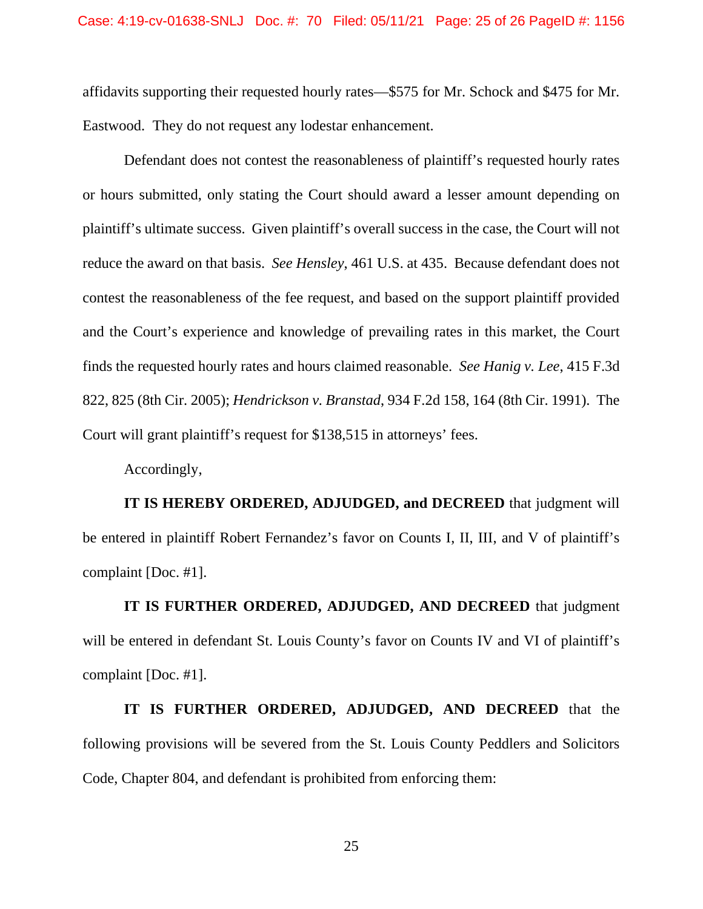affidavits supporting their requested hourly rates—$575 for Mr. Schock and $475 for Mr. Eastwood. They do not request any lodestar enhancement.

Defendant does not contest the reasonableness of plaintiff's requested hourly rates or hours submitted, only stating the Court should award a lesser amount depending on plaintiff's ultimate success. Given plaintiff's overall success in the case, the Court will not reduce the award on that basis. *See Hensley*, 461 U.S. at 435. Because defendant does not contest the reasonableness of the fee request, and based on the support plaintiff provided and the Court's experience and knowledge of prevailing rates in this market, the Court finds the requested hourly rates and hours claimed reasonable. *See Hanig v. Lee*, 415 F.3d 822, 825 (8th Cir. 2005); *Hendrickson v. Branstad*, 934 F.2d 158, 164 (8th Cir. 1991). The Court will grant plaintiff's request for $138,515 in attorneys' fees.

Accordingly,

**IT IS HEREBY ORDERED, ADJUDGED, and DECREED** that judgment will be entered in plaintiff Robert Fernandez's favor on Counts I, II, III, and V of plaintiff's complaint [Doc. #1].

**IT IS FURTHER ORDERED, ADJUDGED, AND DECREED** that judgment will be entered in defendant St. Louis County's favor on Counts IV and VI of plaintiff's complaint [Doc. #1].

**IT IS FURTHER ORDERED, ADJUDGED, AND DECREED** that the following provisions will be severed from the St. Louis County Peddlers and Solicitors Code, Chapter 804, and defendant is prohibited from enforcing them: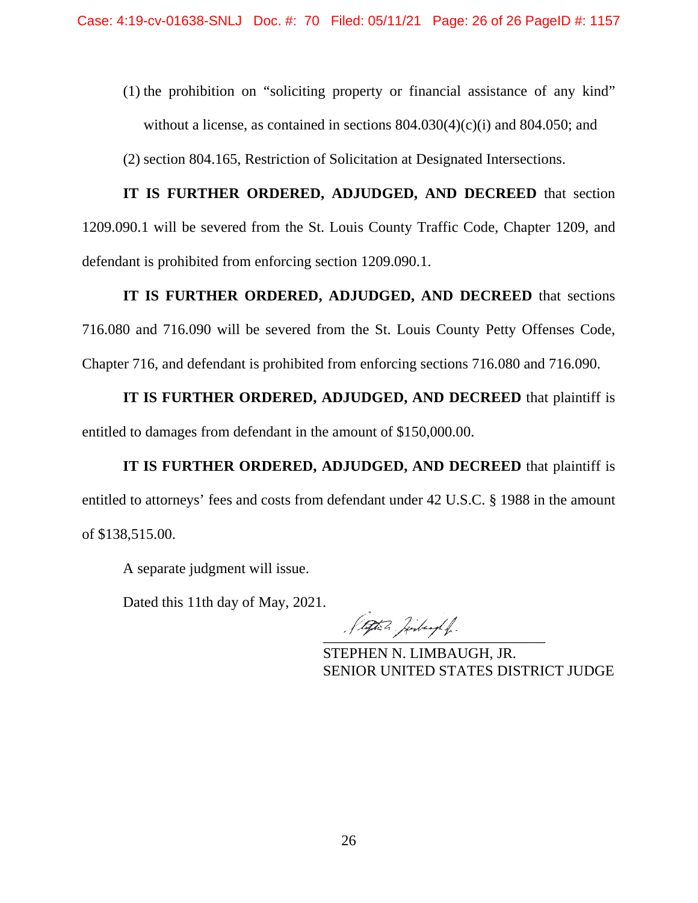(1) the prohibition on "soliciting property or financial assistance of any kind" without a license, as contained in sections 804.030(4)(c)(i) and 804.050; and

(2) section 804.165, Restriction of Solicitation at Designated Intersections.

**IT IS FURTHER ORDERED, ADJUDGED, AND DECREED** that section 1209.090.1 will be severed from the St. Louis County Traffic Code, Chapter 1209, and defendant is prohibited from enforcing section 1209.090.1.

**IT IS FURTHER ORDERED, ADJUDGED, AND DECREED** that sections 716.080 and 716.090 will be severed from the St. Louis County Petty Offenses Code, Chapter 716, and defendant is prohibited from enforcing sections 716.080 and 716.090.

**IT IS FURTHER ORDERED, ADJUDGED, AND DECREED** that plaintiff is entitled to damages from defendant in the amount of $150,000.00.

**IT IS FURTHER ORDERED, ADJUDGED, AND DECREED** that plaintiff is entitled to attorneys' fees and costs from defendant under 42 U.S.C. § 1988 in the amount of $138,515.00.

A separate judgment will issue.

Dated this 11th day of May, 2021.

STEPHEN N. LIMBAUGH, JR.
SENIOR UNITED STATES DISTRICT JUDGE